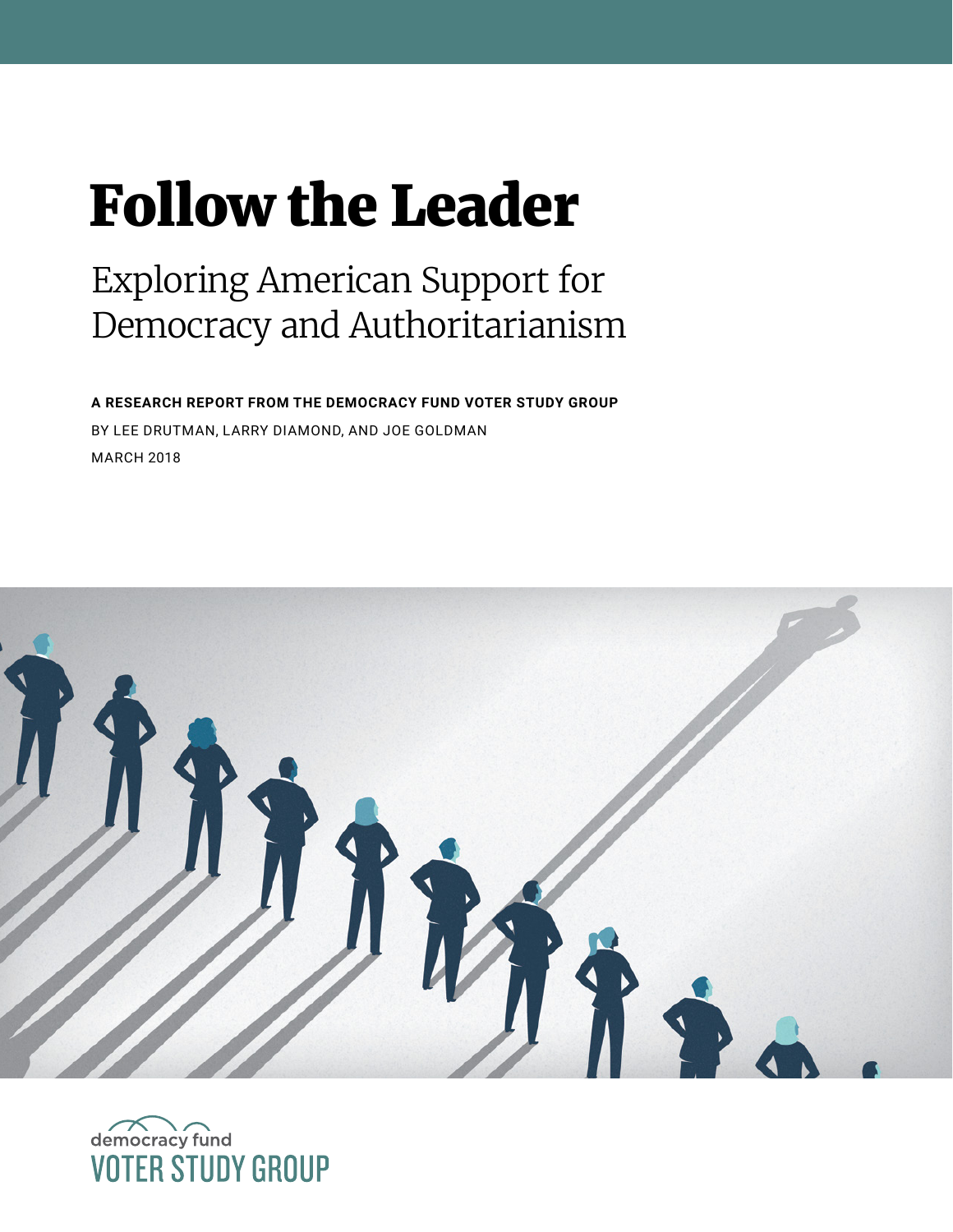# Follow the Leader

## Exploring American Support for Democracy and Authoritarianism

**A RESEARCH REPORT FROM THE DEMOCRACY FUND VOTER STUDY GROUP**

BY LEE DRUTMAN, LARRY DIAMOND, AND JOE GOLDMAN

MARCH 2018

democracy fund
VOTER STUDY GROUP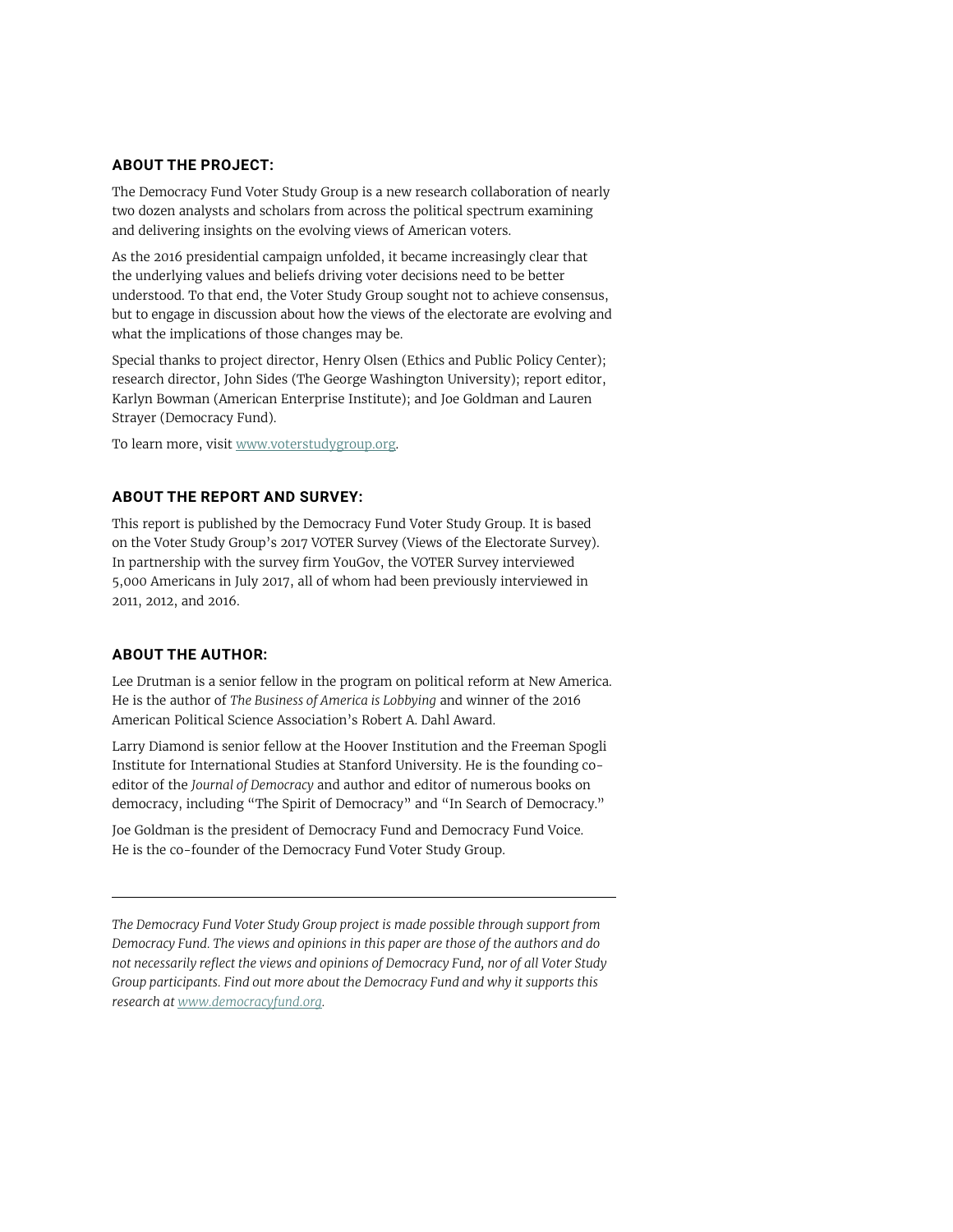## ABOUT THE PROJECT:

The Democracy Fund Voter Study Group is a new research collaboration of nearly two dozen analysts and scholars from across the political spectrum examining and delivering insights on the evolving views of American voters.

As the 2016 presidential campaign unfolded, it became increasingly clear that the underlying values and beliefs driving voter decisions need to be better understood. To that end, the Voter Study Group sought not to achieve consensus, but to engage in discussion about how the views of the electorate are evolving and what the implications of those changes may be.

Special thanks to project director, Henry Olsen (Ethics and Public Policy Center); research director, John Sides (The George Washington University); report editor, Karlyn Bowman (American Enterprise Institute); and Joe Goldman and Lauren Strayer (Democracy Fund).

To learn more, visit [www.voterstudygroup.org](www.voterstudygroup.org).

## ABOUT THE REPORT AND SURVEY:

This report is published by the Democracy Fund Voter Study Group. It is based on the Voter Study Group's 2017 VOTER Survey (Views of the Electorate Survey). In partnership with the survey firm YouGov, the VOTER Survey interviewed 5,000 Americans in July 2017, all of whom had been previously interviewed in 2011, 2012, and 2016.

## ABOUT THE AUTHOR:

Lee Drutman is a senior fellow in the program on political reform at New America. He is the author of *The Business of America is Lobbying* and winner of the 2016 American Political Science Association's Robert A. Dahl Award.

Larry Diamond is senior fellow at the Hoover Institution and the Freeman Spogli Institute for International Studies at Stanford University. He is the founding co-editor of the *Journal of Democracy* and author and editor of numerous books on democracy, including "The Spirit of Democracy" and "In Search of Democracy."

Joe Goldman is the president of Democracy Fund and Democracy Fund Voice. He is the co-founder of the Democracy Fund Voter Study Group.

---

*The Democracy Fund Voter Study Group project is made possible through support from Democracy Fund. The views and opinions in this paper are those of the authors and do not necessarily reflect the views and opinions of Democracy Fund, nor of all Voter Study Group participants. Find out more about the Democracy Fund and why it supports this research at [www.democracyfund.org](www.democracyfund.org).*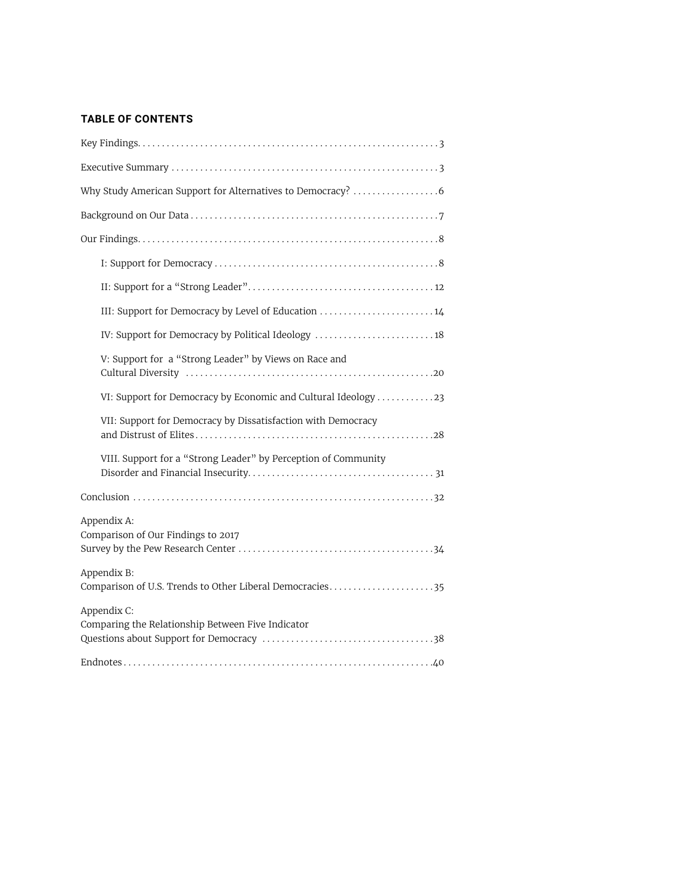**TABLE OF CONTENTS**

Key Findings . . . . . . . . . . . . . . . . . . . . . . . . . . . . . . . . . . . . . . . . . . . . . . . . . . . . . . . . . . . . . . 3

Executive Summary . . . . . . . . . . . . . . . . . . . . . . . . . . . . . . . . . . . . . . . . . . . . . . . . . . . . . . . 3

Why Study American Support for Alternatives to Democracy? . . . . . . . . . . . . . . . . . . 6

Background on Our Data . . . . . . . . . . . . . . . . . . . . . . . . . . . . . . . . . . . . . . . . . . . . . . . . . . . 7

Our Findings . . . . . . . . . . . . . . . . . . . . . . . . . . . . . . . . . . . . . . . . . . . . . . . . . . . . . . . . . . . . . 8

- I: Support for Democracy . . . . . . . . . . . . . . . . . . . . . . . . . . . . . . . . . . . . . . . . . . . . . . 8
- II: Support for a "Strong Leader" . . . . . . . . . . . . . . . . . . . . . . . . . . . . . . . . . . . . . . 12
- III: Support for Democracy by Level of Education . . . . . . . . . . . . . . . . . . . . . . . . 14
- IV: Support for Democracy by Political Ideology . . . . . . . . . . . . . . . . . . . . . . . . . 18
- V: Support for a "Strong Leader" by Views on Race and Cultural Diversity . . . . . . . . . . . . . . . . . . . . . . . . . . . . . . . . . . . . . . . . . . . . . . . . . . . 20
- VI: Support for Democracy by Economic and Cultural Ideology . . . . . . . . . . . . 23
- VII: Support for Democracy by Dissatisfaction with Democracy and Distrust of Elites . . . . . . . . . . . . . . . . . . . . . . . . . . . . . . . . . . . . . . . . . . . . . . . . 28
- VIII. Support for a "Strong Leader" by Perception of Community Disorder and Financial Insecurity . . . . . . . . . . . . . . . . . . . . . . . . . . . . . . . . . . . . . . 31

Conclusion . . . . . . . . . . . . . . . . . . . . . . . . . . . . . . . . . . . . . . . . . . . . . . . . . . . . . . . . . . . . . . 32

Appendix A:
Comparison of Our Findings to 2017
Survey by the Pew Research Center . . . . . . . . . . . . . . . . . . . . . . . . . . . . . . . . . . . . . . . . . 34

Appendix B:
Comparison of U.S. Trends to Other Liberal Democracies . . . . . . . . . . . . . . . . . . . . . . 35

Appendix C:
Comparing the Relationship Between Five Indicator
Questions about Support for Democracy . . . . . . . . . . . . . . . . . . . . . . . . . . . . . . . . . . . . 38

Endnotes . . . . . . . . . . . . . . . . . . . . . . . . . . . . . . . . . . . . . . . . . . . . . . . . . . . . . . . . . . . . . . . . 40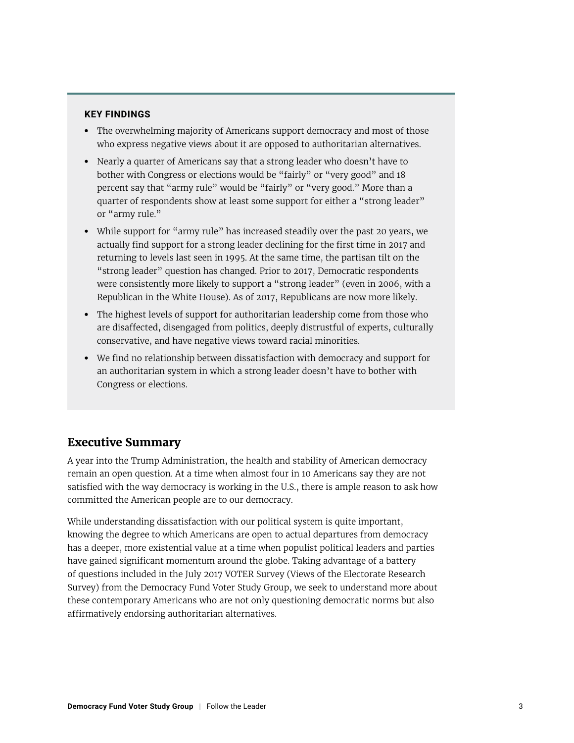**KEY FINDINGS**

- The overwhelming majority of Americans support democracy and most of those who express negative views about it are opposed to authoritarian alternatives.
- Nearly a quarter of Americans say that a strong leader who doesn't have to bother with Congress or elections would be "fairly" or "very good" and 18 percent say that "army rule" would be "fairly" or "very good." More than a quarter of respondents show at least some support for either a "strong leader" or "army rule."
- While support for "army rule" has increased steadily over the past 20 years, we actually find support for a strong leader declining for the first time in 2017 and returning to levels last seen in 1995. At the same time, the partisan tilt on the "strong leader" question has changed. Prior to 2017, Democratic respondents were consistently more likely to support a "strong leader" (even in 2006, with a Republican in the White House). As of 2017, Republicans are now more likely.
- The highest levels of support for authoritarian leadership come from those who are disaffected, disengaged from politics, deeply distrustful of experts, culturally conservative, and have negative views toward racial minorities.
- We find no relationship between dissatisfaction with democracy and support for an authoritarian system in which a strong leader doesn't have to bother with Congress or elections.

## Executive Summary

A year into the Trump Administration, the health and stability of American democracy remain an open question. At a time when almost four in 10 Americans say they are not satisfied with the way democracy is working in the U.S., there is ample reason to ask how committed the American people are to our democracy.

While understanding dissatisfaction with our political system is quite important, knowing the degree to which Americans are open to actual departures from democracy has a deeper, more existential value at a time when populist political leaders and parties have gained significant momentum around the globe. Taking advantage of a battery of questions included in the July 2017 VOTER Survey (Views of the Electorate Research Survey) from the Democracy Fund Voter Study Group, we seek to understand more about these contemporary Americans who are not only questioning democratic norms but also affirmatively endorsing authoritarian alternatives.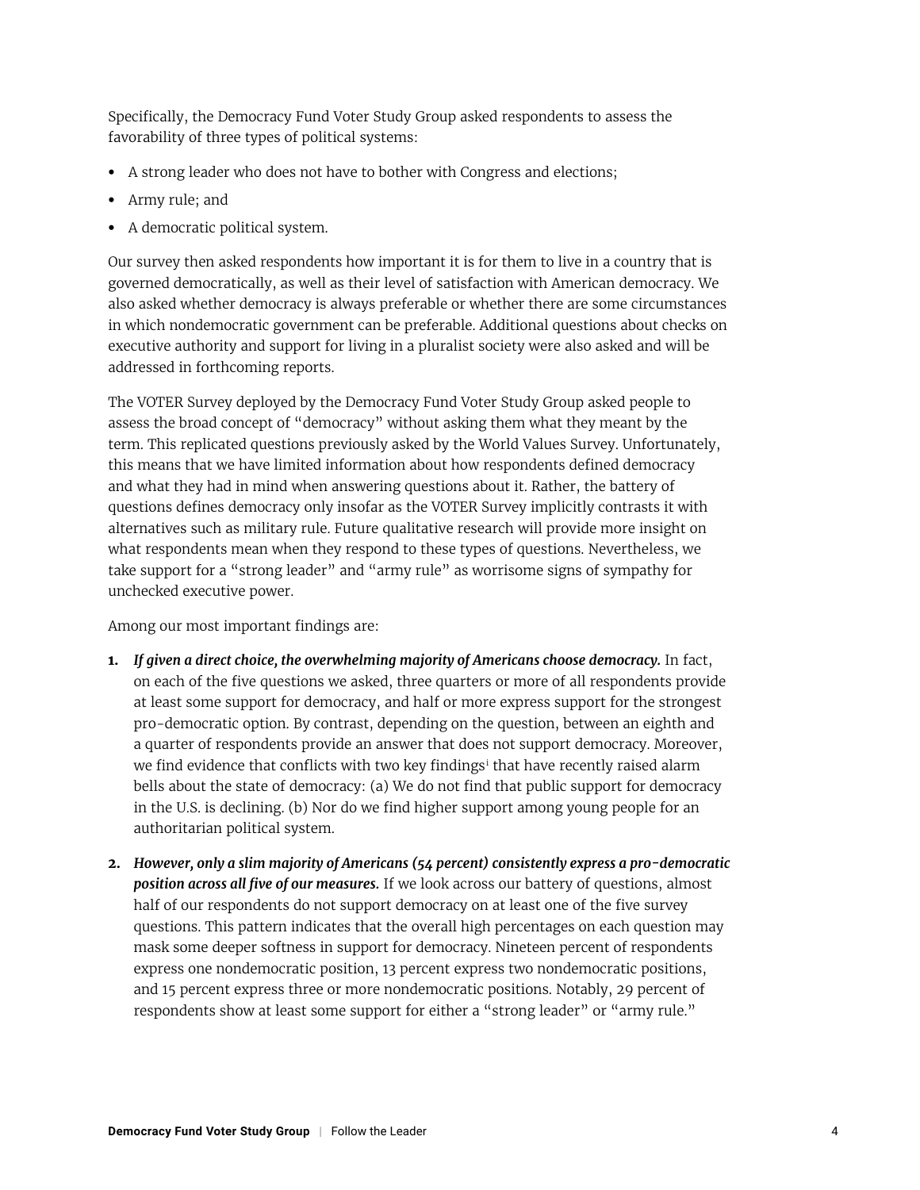Specifically, the Democracy Fund Voter Study Group asked respondents to assess the favorability of three types of political systems:

- A strong leader who does not have to bother with Congress and elections;
- Army rule; and
- A democratic political system.

Our survey then asked respondents how important it is for them to live in a country that is governed democratically, as well as their level of satisfaction with American democracy. We also asked whether democracy is always preferable or whether there are some circumstances in which nondemocratic government can be preferable. Additional questions about checks on executive authority and support for living in a pluralist society were also asked and will be addressed in forthcoming reports.

The VOTER Survey deployed by the Democracy Fund Voter Study Group asked people to assess the broad concept of "democracy" without asking them what they meant by the term. This replicated questions previously asked by the World Values Survey. Unfortunately, this means that we have limited information about how respondents defined democracy and what they had in mind when answering questions about it. Rather, the battery of questions defines democracy only insofar as the VOTER Survey implicitly contrasts it with alternatives such as military rule. Future qualitative research will provide more insight on what respondents mean when they respond to these types of questions. Nevertheless, we take support for a "strong leader" and "army rule" as worrisome signs of sympathy for unchecked executive power.

Among our most important findings are:

1. ***If given a direct choice, the overwhelming majority of Americans choose democracy.*** In fact, on each of the five questions we asked, three quarters or more of all respondents provide at least some support for democracy, and half or more express support for the strongest pro-democratic option. By contrast, depending on the question, between an eighth and a quarter of respondents provide an answer that does not support democracy. Moreover, we find evidence that conflicts with two key findings[i] that have recently raised alarm bells about the state of democracy: (a) We do not find that public support for democracy in the U.S. is declining. (b) Nor do we find higher support among young people for an authoritarian political system.

2. ***However, only a slim majority of Americans (54 percent) consistently express a pro-democratic position across all five of our measures.*** If we look across our battery of questions, almost half of our respondents do not support democracy on at least one of the five survey questions. This pattern indicates that the overall high percentages on each question may mask some deeper softness in support for democracy. Nineteen percent of respondents express one nondemocratic position, 13 percent express two nondemocratic positions, and 15 percent express three or more nondemocratic positions. Notably, 29 percent of respondents show at least some support for either a "strong leader" or "army rule."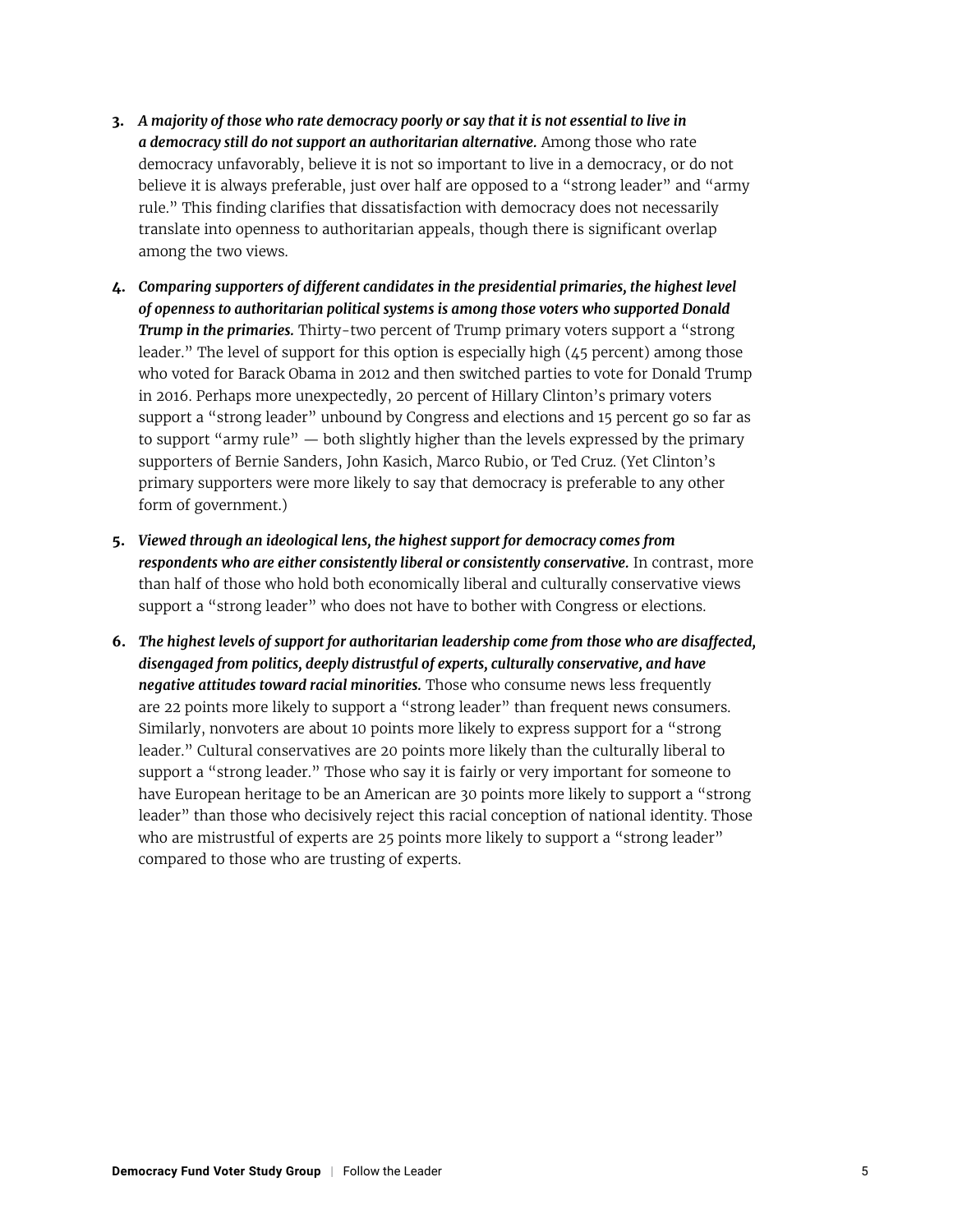3. ***A majority of those who rate democracy poorly or say that it is not essential to live in a democracy still do not support an authoritarian alternative.*** Among those who rate democracy unfavorably, believe it is not so important to live in a democracy, or do not believe it is always preferable, just over half are opposed to a "strong leader" and "army rule." This finding clarifies that dissatisfaction with democracy does not necessarily translate into openness to authoritarian appeals, though there is significant overlap among the two views.

4. ***Comparing supporters of different candidates in the presidential primaries, the highest level of openness to authoritarian political systems is among those voters who supported Donald Trump in the primaries.*** Thirty-two percent of Trump primary voters support a "strong leader." The level of support for this option is especially high (45 percent) among those who voted for Barack Obama in 2012 and then switched parties to vote for Donald Trump in 2016. Perhaps more unexpectedly, 20 percent of Hillary Clinton's primary voters support a "strong leader" unbound by Congress and elections and 15 percent go so far as to support "army rule" — both slightly higher than the levels expressed by the primary supporters of Bernie Sanders, John Kasich, Marco Rubio, or Ted Cruz. (Yet Clinton's primary supporters were more likely to say that democracy is preferable to any other form of government.)

5. ***Viewed through an ideological lens, the highest support for democracy comes from respondents who are either consistently liberal or consistently conservative.*** In contrast, more than half of those who hold both economically liberal and culturally conservative views support a "strong leader" who does not have to bother with Congress or elections.

6. ***The highest levels of support for authoritarian leadership come from those who are disaffected, disengaged from politics, deeply distrustful of experts, culturally conservative, and have negative attitudes toward racial minorities.*** Those who consume news less frequently are 22 points more likely to support a "strong leader" than frequent news consumers. Similarly, nonvoters are about 10 points more likely to express support for a "strong leader." Cultural conservatives are 20 points more likely than the culturally liberal to support a "strong leader." Those who say it is fairly or very important for someone to have European heritage to be an American are 30 points more likely to support a "strong leader" than those who decisively reject this racial conception of national identity. Those who are mistrustful of experts are 25 points more likely to support a "strong leader" compared to those who are trusting of experts.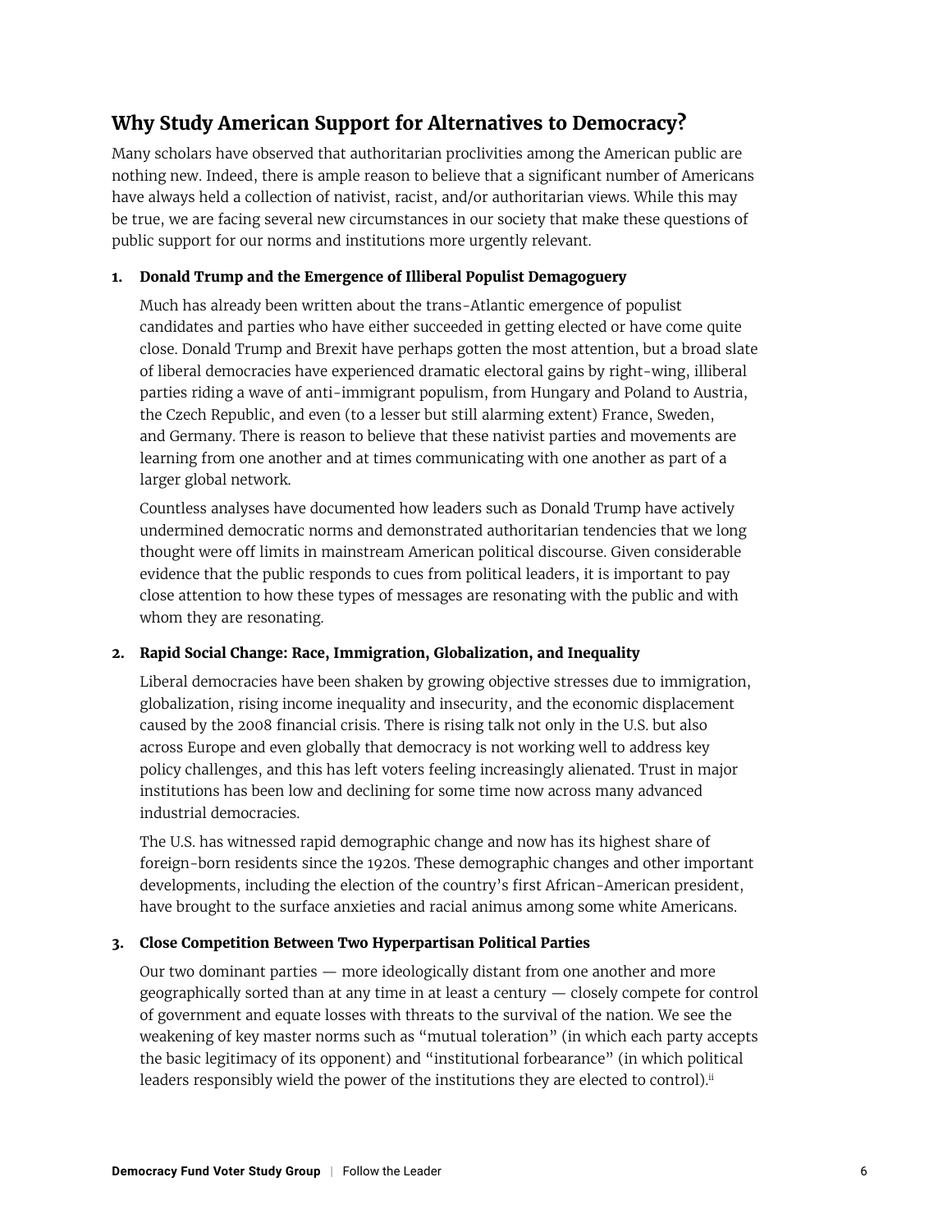## Why Study American Support for Alternatives to Democracy?

Many scholars have observed that authoritarian proclivities among the American public are nothing new. Indeed, there is ample reason to believe that a significant number of Americans have always held a collection of nativist, racist, and/or authoritarian views. While this may be true, we are facing several new circumstances in our society that make these questions of public support for our norms and institutions more urgently relevant.

1. **Donald Trump and the Emergence of Illiberal Populist Demagoguery**

   Much has already been written about the trans-Atlantic emergence of populist candidates and parties who have either succeeded in getting elected or have come quite close. Donald Trump and Brexit have perhaps gotten the most attention, but a broad slate of liberal democracies have experienced dramatic electoral gains by right-wing, illiberal parties riding a wave of anti-immigrant populism, from Hungary and Poland to Austria, the Czech Republic, and even (to a lesser but still alarming extent) France, Sweden, and Germany. There is reason to believe that these nativist parties and movements are learning from one another and at times communicating with one another as part of a larger global network.

   Countless analyses have documented how leaders such as Donald Trump have actively undermined democratic norms and demonstrated authoritarian tendencies that we long thought were off limits in mainstream American political discourse. Given considerable evidence that the public responds to cues from political leaders, it is important to pay close attention to how these types of messages are resonating with the public and with whom they are resonating.

2. **Rapid Social Change: Race, Immigration, Globalization, and Inequality**

   Liberal democracies have been shaken by growing objective stresses due to immigration, globalization, rising income inequality and insecurity, and the economic displacement caused by the 2008 financial crisis. There is rising talk not only in the U.S. but also across Europe and even globally that democracy is not working well to address key policy challenges, and this has left voters feeling increasingly alienated. Trust in major institutions has been low and declining for some time now across many advanced industrial democracies.

   The U.S. has witnessed rapid demographic change and now has its highest share of foreign-born residents since the 1920s. These demographic changes and other important developments, including the election of the country's first African-American president, have brought to the surface anxieties and racial animus among some white Americans.

3. **Close Competition Between Two Hyperpartisan Political Parties**

   Our two dominant parties — more ideologically distant from one another and more geographically sorted than at any time in at least a century — closely compete for control of government and equate losses with threats to the survival of the nation. We see the weakening of key master norms such as "mutual toleration" (in which each party accepts the basic legitimacy of its opponent) and "institutional forbearance" (in which political leaders responsibly wield the power of the institutions they are elected to control).[ii]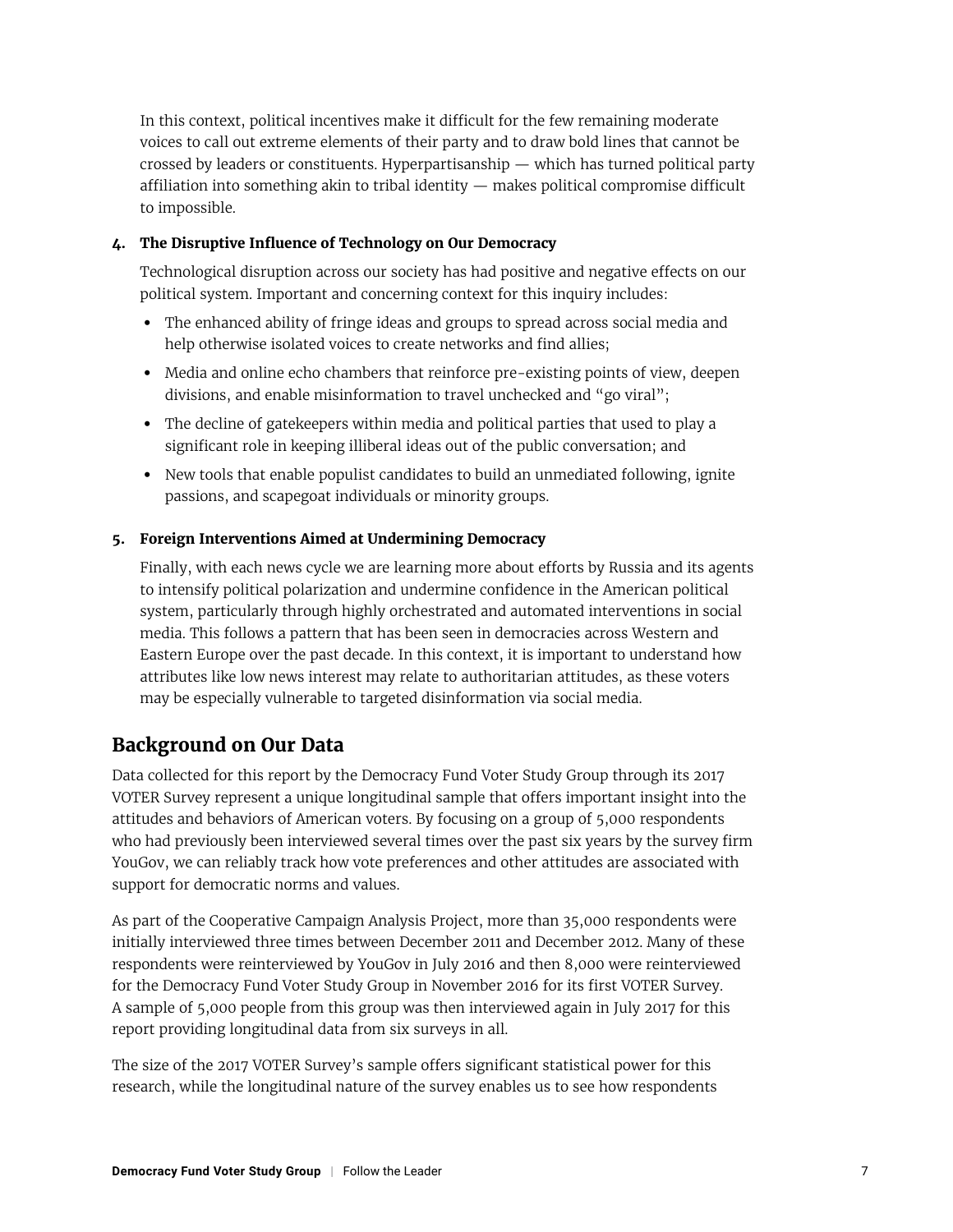In this context, political incentives make it difficult for the few remaining moderate voices to call out extreme elements of their party and to draw bold lines that cannot be crossed by leaders or constituents. Hyperpartisanship — which has turned political party affiliation into something akin to tribal identity — makes political compromise difficult to impossible.

4. **The Disruptive Influence of Technology on Our Democracy**

   Technological disruption across our society has had positive and negative effects on our political system. Important and concerning context for this inquiry includes:

   - The enhanced ability of fringe ideas and groups to spread across social media and help otherwise isolated voices to create networks and find allies;
   - Media and online echo chambers that reinforce pre-existing points of view, deepen divisions, and enable misinformation to travel unchecked and "go viral";
   - The decline of gatekeepers within media and political parties that used to play a significant role in keeping illiberal ideas out of the public conversation; and
   - New tools that enable populist candidates to build an unmediated following, ignite passions, and scapegoat individuals or minority groups.

5. **Foreign Interventions Aimed at Undermining Democracy**

   Finally, with each news cycle we are learning more about efforts by Russia and its agents to intensify political polarization and undermine confidence in the American political system, particularly through highly orchestrated and automated interventions in social media. This follows a pattern that has been seen in democracies across Western and Eastern Europe over the past decade. In this context, it is important to understand how attributes like low news interest may relate to authoritarian attitudes, as these voters may be especially vulnerable to targeted disinformation via social media.

## Background on Our Data

Data collected for this report by the Democracy Fund Voter Study Group through its 2017 VOTER Survey represent a unique longitudinal sample that offers important insight into the attitudes and behaviors of American voters. By focusing on a group of 5,000 respondents who had previously been interviewed several times over the past six years by the survey firm YouGov, we can reliably track how vote preferences and other attitudes are associated with support for democratic norms and values.

As part of the Cooperative Campaign Analysis Project, more than 35,000 respondents were initially interviewed three times between December 2011 and December 2012. Many of these respondents were reinterviewed by YouGov in July 2016 and then 8,000 were reinterviewed for the Democracy Fund Voter Study Group in November 2016 for its first VOTER Survey. A sample of 5,000 people from this group was then interviewed again in July 2017 for this report providing longitudinal data from six surveys in all.

The size of the 2017 VOTER Survey's sample offers significant statistical power for this research, while the longitudinal nature of the survey enables us to see how respondents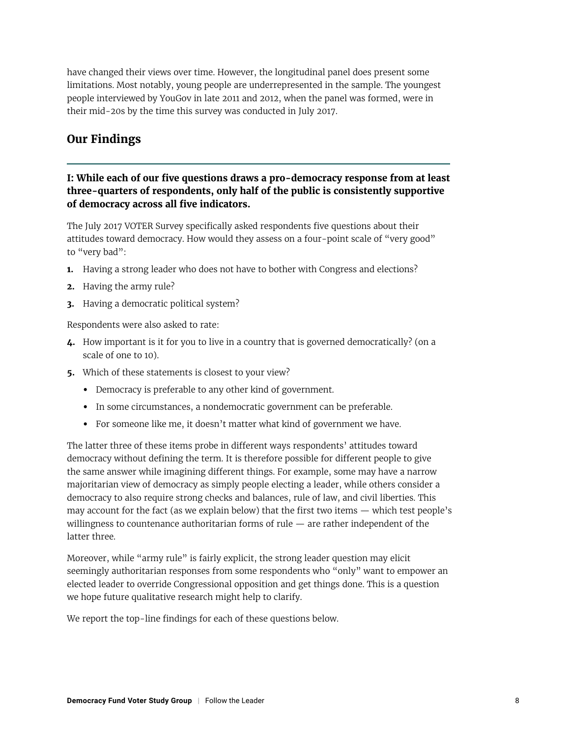have changed their views over time. However, the longitudinal panel does present some limitations. Most notably, young people are underrepresented in the sample. The youngest people interviewed by YouGov in late 2011 and 2012, when the panel was formed, were in their mid-20s by the time this survey was conducted in July 2017.

## Our Findings

### I: While each of our five questions draws a pro-democracy response from at least three-quarters of respondents, only half of the public is consistently supportive of democracy across all five indicators.

The July 2017 VOTER Survey specifically asked respondents five questions about their attitudes toward democracy. How would they assess on a four-point scale of "very good" to "very bad":

1. Having a strong leader who does not have to bother with Congress and elections?
2. Having the army rule?
3. Having a democratic political system?

Respondents were also asked to rate:

4. How important is it for you to live in a country that is governed democratically? (on a scale of one to 10).
5. Which of these statements is closest to your view?
    - Democracy is preferable to any other kind of government.
    - In some circumstances, a nondemocratic government can be preferable.
    - For someone like me, it doesn't matter what kind of government we have.

The latter three of these items probe in different ways respondents' attitudes toward democracy without defining the term. It is therefore possible for different people to give the same answer while imagining different things. For example, some may have a narrow majoritarian view of democracy as simply people electing a leader, while others consider a democracy to also require strong checks and balances, rule of law, and civil liberties. This may account for the fact (as we explain below) that the first two items — which test people's willingness to countenance authoritarian forms of rule — are rather independent of the latter three.

Moreover, while "army rule" is fairly explicit, the strong leader question may elicit seemingly authoritarian responses from some respondents who "only" want to empower an elected leader to override Congressional opposition and get things done. This is a question we hope future qualitative research might help to clarify.

We report the top-line findings for each of these questions below.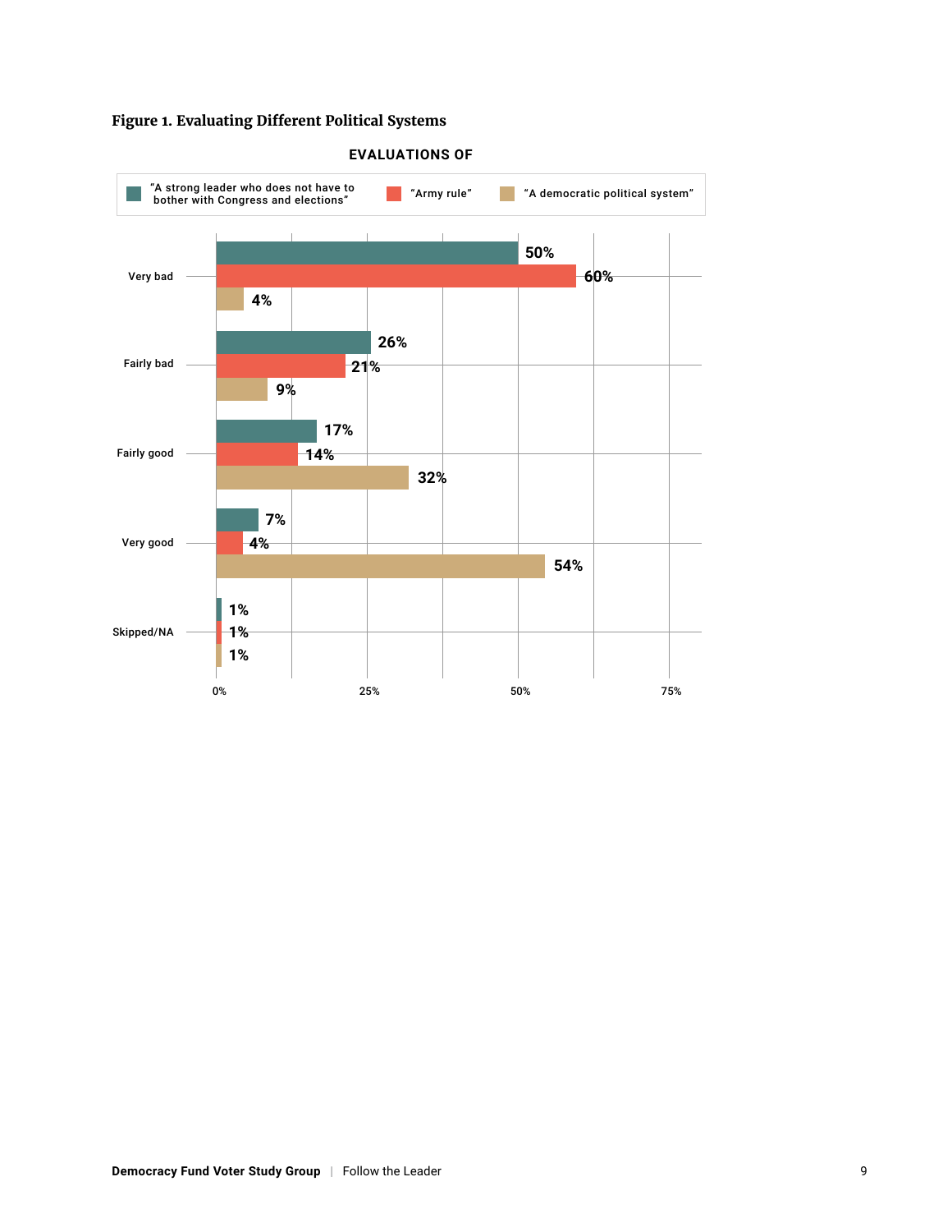**Figure 1. Evaluating Different Political Systems**

EVALUATIONS OF

"A strong leader who does not have to bother with Congress and elections"

"Army rule"

"A democratic political system"

Very bad
50%
60%
4%

Fairly bad
26%
21%
9%

Fairly good
17%
14%
32%

Very good
7%
4%
54%

Skipped/NA
1%
1%
1%

0%
25%
50%
75%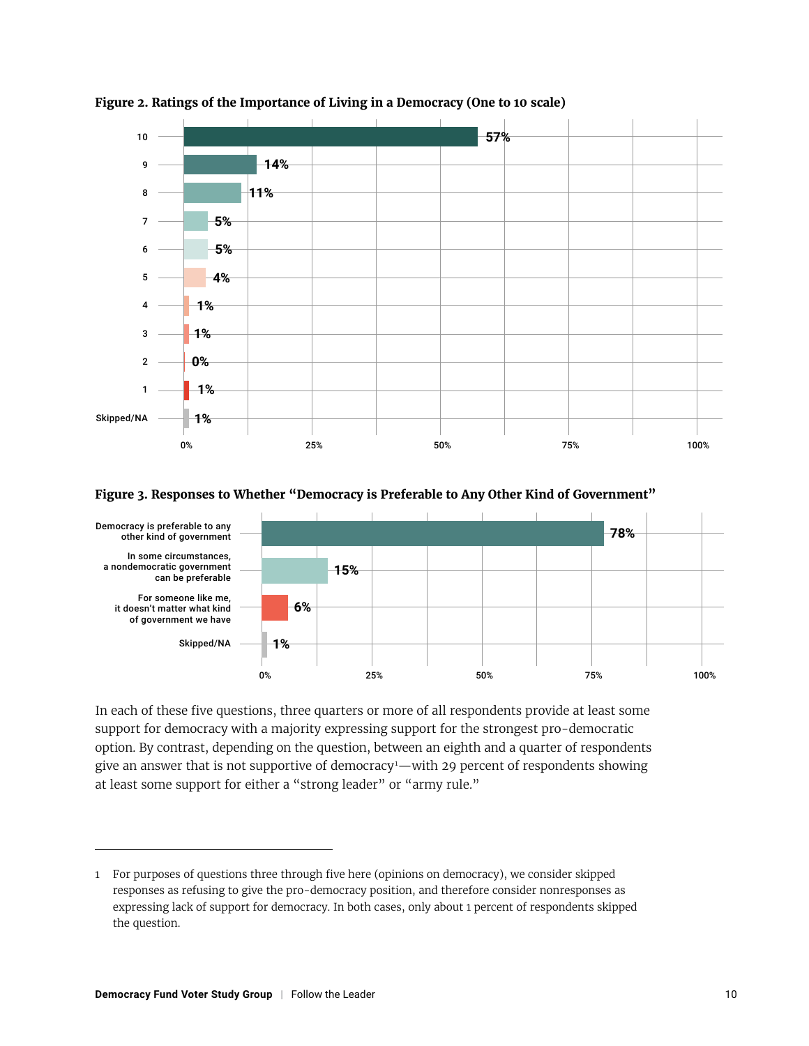**Figure 2. Ratings of the Importance of Living in a Democracy (One to 10 scale)**

10 57%
9 14%
8 11%
7 5%
6 5%
5 4%
4 1%
3 1%
2 0%
1 1%
Skipped/NA 1%

0% 25% 50% 75% 100%

**Figure 3. Responses to Whether "Democracy is Preferable to Any Other Kind of Government"**

Democracy is preferable to any other kind of government 78%
In some circumstances, a nondemocratic government can be preferable 15%
For someone like me, it doesn't matter what kind of government we have 6%
Skipped/NA 1%

0% 25% 50% 75% 100%

In each of these five questions, three quarters or more of all respondents provide at least some support for democracy with a majority expressing support for the strongest pro-democratic option. By contrast, depending on the question, between an eighth and a quarter of respondents give an answer that is not supportive of democracy[1]—with 29 percent of respondents showing at least some support for either a "strong leader" or "army rule."

---

1 For purposes of questions three through five here (opinions on democracy), we consider skipped responses as refusing to give the pro-democracy position, and therefore consider nonresponses as expressing lack of support for democracy. In both cases, only about 1 percent of respondents skipped the question.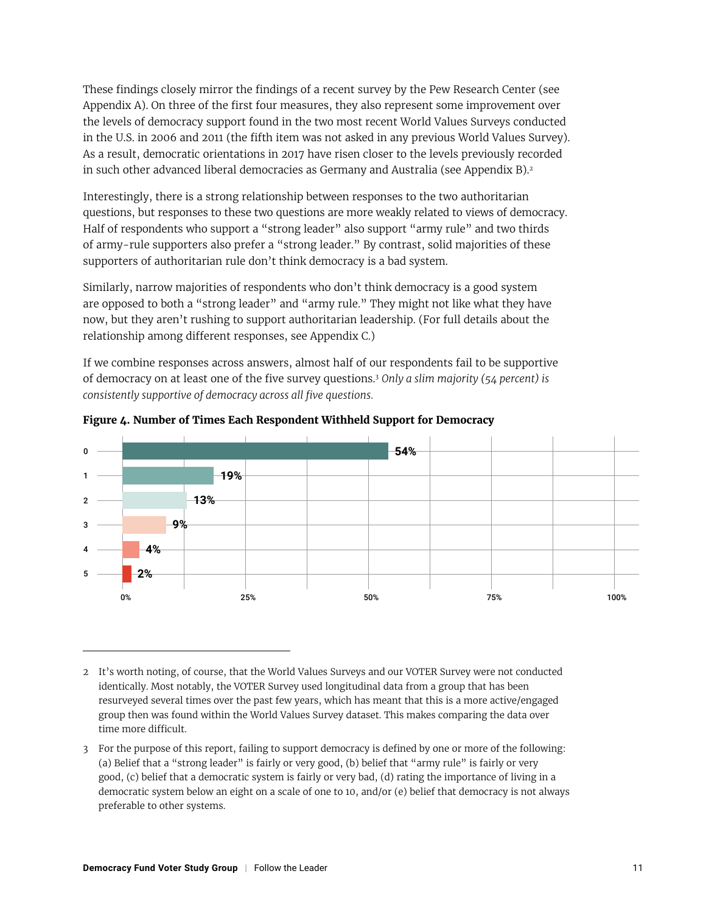These findings closely mirror the findings of a recent survey by the Pew Research Center (see Appendix A). On three of the first four measures, they also represent some improvement over the levels of democracy support found in the two most recent World Values Surveys conducted in the U.S. in 2006 and 2011 (the fifth item was not asked in any previous World Values Survey). As a result, democratic orientations in 2017 have risen closer to the levels previously recorded in such other advanced liberal democracies as Germany and Australia (see Appendix B).[2]

Interestingly, there is a strong relationship between responses to the two authoritarian questions, but responses to these two questions are more weakly related to views of democracy. Half of respondents who support a "strong leader" also support "army rule" and two thirds of army-rule supporters also prefer a "strong leader." By contrast, solid majorities of these supporters of authoritarian rule don't think democracy is a bad system.

Similarly, narrow majorities of respondents who don't think democracy is a good system are opposed to both a "strong leader" and "army rule." They might not like what they have now, but they aren't rushing to support authoritarian leadership. (For full details about the relationship among different responses, see Appendix C.)

If we combine responses across answers, almost half of our respondents fail to be supportive of democracy on at least one of the five survey questions.[3] *Only a slim majority (54 percent) is consistently supportive of democracy across all five questions.*

**Figure 4. Number of Times Each Respondent Withheld Support for Democracy**

0 54%
1 19%
2 13%
3 9%
4 4%
5 2%

0% 25% 50% 75% 100%

---

2 It's worth noting, of course, that the World Values Surveys and our VOTER Survey were not conducted identically. Most notably, the VOTER Survey used longitudinal data from a group that has been resurveyed several times over the past few years, which has meant that this is a more active/engaged group then was found within the World Values Survey dataset. This makes comparing the data over time more difficult.

3 For the purpose of this report, failing to support democracy is defined by one or more of the following: (a) Belief that a "strong leader" is fairly or very good, (b) belief that "army rule" is fairly or very good, (c) belief that a democratic system is fairly or very bad, (d) rating the importance of living in a democratic system below an eight on a scale of one to 10, and/or (e) belief that democracy is not always preferable to other systems.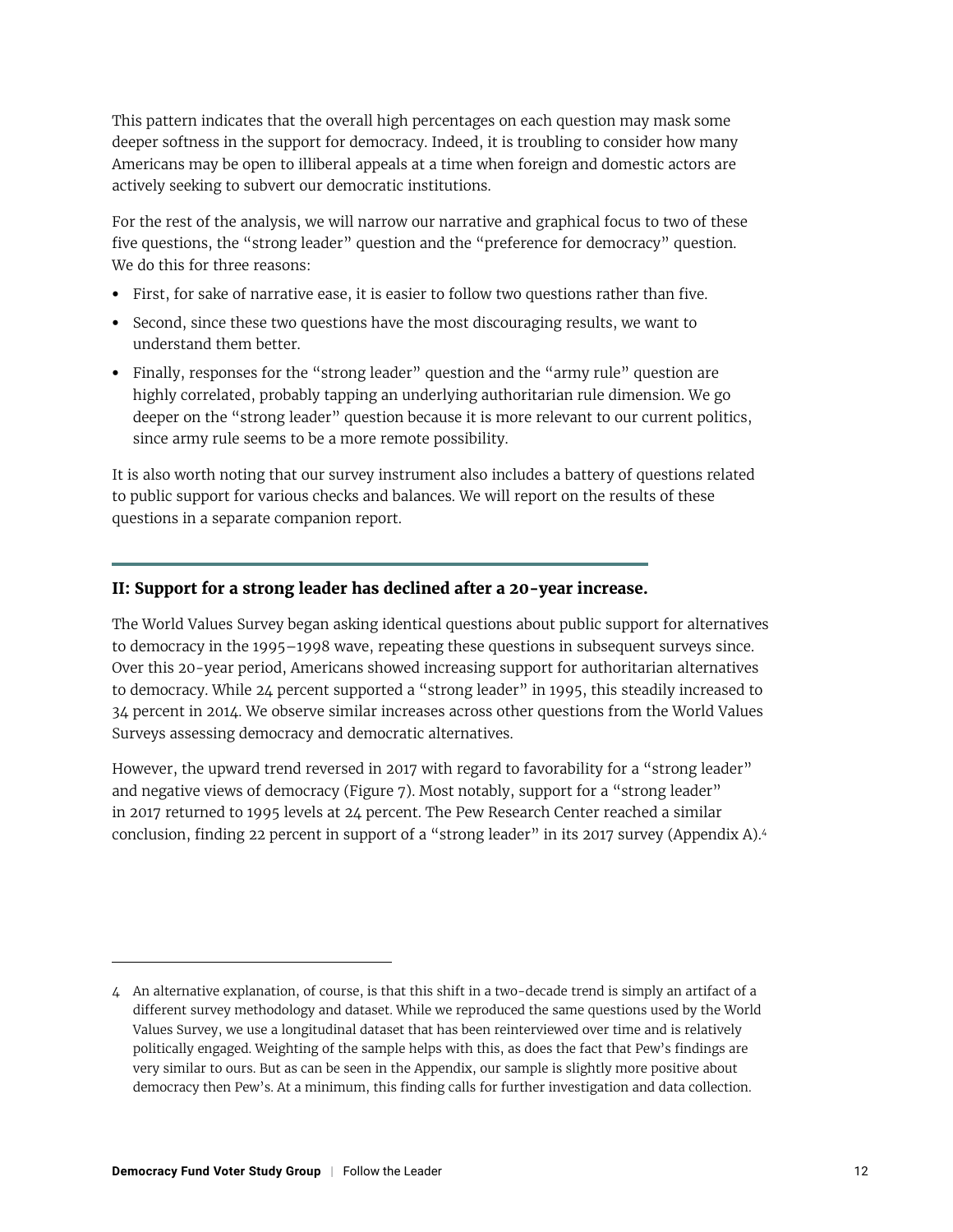This pattern indicates that the overall high percentages on each question may mask some deeper softness in the support for democracy. Indeed, it is troubling to consider how many Americans may be open to illiberal appeals at a time when foreign and domestic actors are actively seeking to subvert our democratic institutions.

For the rest of the analysis, we will narrow our narrative and graphical focus to two of these five questions, the "strong leader" question and the "preference for democracy" question. We do this for three reasons:

- First, for sake of narrative ease, it is easier to follow two questions rather than five.
- Second, since these two questions have the most discouraging results, we want to understand them better.
- Finally, responses for the "strong leader" question and the "army rule" question are highly correlated, probably tapping an underlying authoritarian rule dimension. We go deeper on the "strong leader" question because it is more relevant to our current politics, since army rule seems to be a more remote possibility.

It is also worth noting that our survey instrument also includes a battery of questions related to public support for various checks and balances. We will report on the results of these questions in a separate companion report.

## II: Support for a strong leader has declined after a 20-year increase.

The World Values Survey began asking identical questions about public support for alternatives to democracy in the 1995–1998 wave, repeating these questions in subsequent surveys since. Over this 20-year period, Americans showed increasing support for authoritarian alternatives to democracy. While 24 percent supported a "strong leader" in 1995, this steadily increased to 34 percent in 2014. We observe similar increases across other questions from the World Values Surveys assessing democracy and democratic alternatives.

However, the upward trend reversed in 2017 with regard to favorability for a "strong leader" and negative views of democracy (Figure 7). Most notably, support for a "strong leader" in 2017 returned to 1995 levels at 24 percent. The Pew Research Center reached a similar conclusion, finding 22 percent in support of a "strong leader" in its 2017 survey (Appendix A).[4]

---

4 An alternative explanation, of course, is that this shift in a two-decade trend is simply an artifact of a different survey methodology and dataset. While we reproduced the same questions used by the World Values Survey, we use a longitudinal dataset that has been reinterviewed over time and is relatively politically engaged. Weighting of the sample helps with this, as does the fact that Pew's findings are very similar to ours. But as can be seen in the Appendix, our sample is slightly more positive about democracy then Pew's. At a minimum, this finding calls for further investigation and data collection.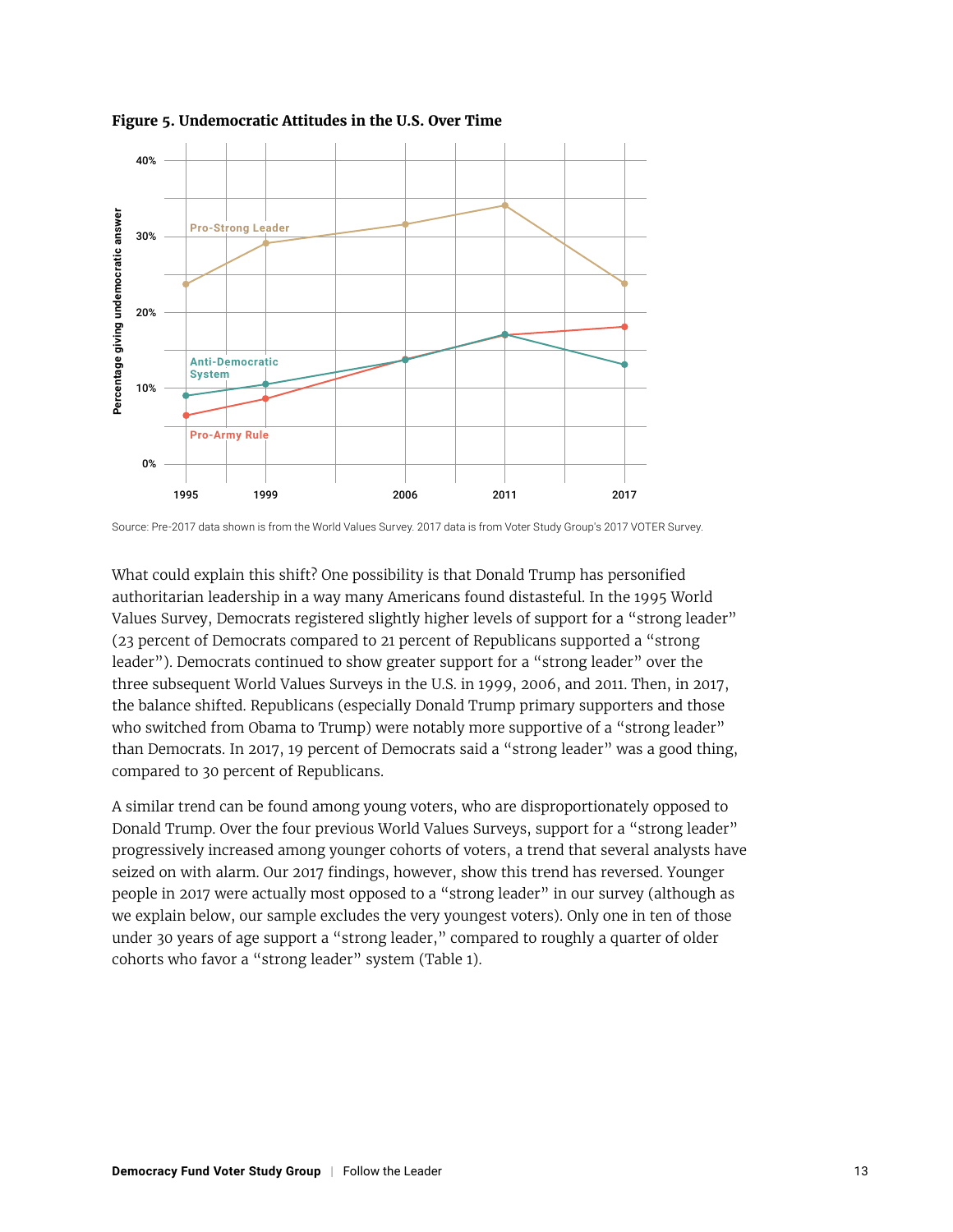**Figure 5. Undemocratic Attitudes in the U.S. Over Time**

Percentage giving undemocratic answer

40%
30%
20%
10%
0%

Pro-Strong Leader
Anti-Democratic System
Pro-Army Rule

1995
1999
2006
2011
2017

Source: Pre-2017 data shown is from the World Values Survey. 2017 data is from Voter Study Group's 2017 VOTER Survey.

What could explain this shift? One possibility is that Donald Trump has personified authoritarian leadership in a way many Americans found distasteful. In the 1995 World Values Survey, Democrats registered slightly higher levels of support for a "strong leader" (23 percent of Democrats compared to 21 percent of Republicans supported a "strong leader"). Democrats continued to show greater support for a "strong leader" over the three subsequent World Values Surveys in the U.S. in 1999, 2006, and 2011. Then, in 2017, the balance shifted. Republicans (especially Donald Trump primary supporters and those who switched from Obama to Trump) were notably more supportive of a "strong leader" than Democrats. In 2017, 19 percent of Democrats said a "strong leader" was a good thing, compared to 30 percent of Republicans.

A similar trend can be found among young voters, who are disproportionately opposed to Donald Trump. Over the four previous World Values Surveys, support for a "strong leader" progressively increased among younger cohorts of voters, a trend that several analysts have seized on with alarm. Our 2017 findings, however, show this trend has reversed. Younger people in 2017 were actually most opposed to a "strong leader" in our survey (although as we explain below, our sample excludes the very youngest voters). Only one in ten of those under 30 years of age support a "strong leader," compared to roughly a quarter of older cohorts who favor a "strong leader" system (Table 1).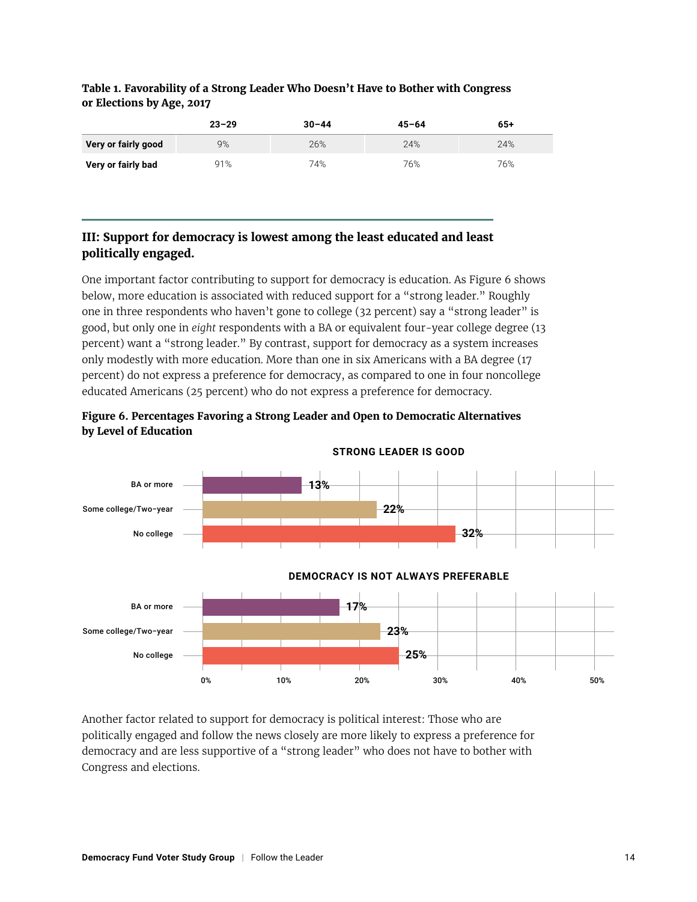**Table 1. Favorability of a Strong Leader Who Doesn't Have to Bother with Congress or Elections by Age, 2017**

| | 23–29 | 30–44 | 45–64 | 65+ |
|---|---|---|---|---|
| **Very or fairly good** | 9% | 26% | 24% | 24% |
| **Very or fairly bad** | 91% | 74% | 76% | 76% |

## III: Support for democracy is lowest among the least educated and least politically engaged.

One important factor contributing to support for democracy is education. As Figure 6 shows below, more education is associated with reduced support for a "strong leader." Roughly one in three respondents who haven't gone to college (32 percent) say a "strong leader" is good, but only one in *eight* respondents with a BA or equivalent four-year college degree (13 percent) want a "strong leader." By contrast, support for democracy as a system increases only modestly with more education. More than one in six Americans with a BA degree (17 percent) do not express a preference for democracy, as compared to one in four noncollege educated Americans (25 percent) who do not express a preference for democracy.

**Figure 6. Percentages Favoring a Strong Leader and Open to Democratic Alternatives by Level of Education**

STRONG LEADER IS GOOD

BA or more 13%
Some college/Two-year 22%
No college 32%

DEMOCRACY IS NOT ALWAYS PREFERABLE

BA or more 17%
Some college/Two-year 23%
No college 25%

0% 10% 20% 30% 40% 50%

Another factor related to support for democracy is political interest: Those who are politically engaged and follow the news closely are more likely to express a preference for democracy and are less supportive of a "strong leader" who does not have to bother with Congress and elections.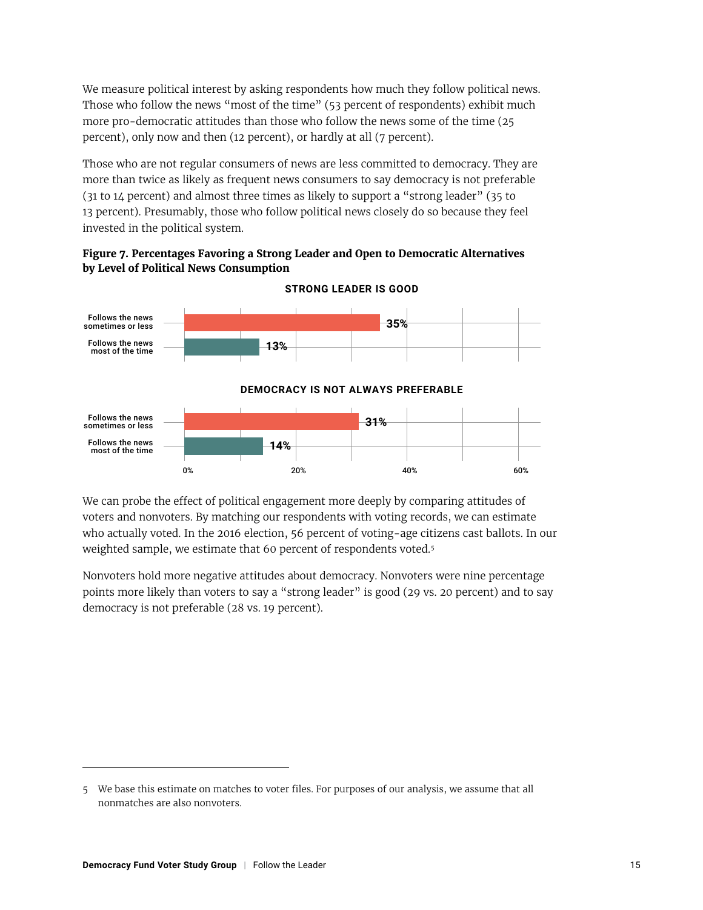We measure political interest by asking respondents how much they follow political news. Those who follow the news "most of the time" (53 percent of respondents) exhibit much more pro-democratic attitudes than those who follow the news some of the time (25 percent), only now and then (12 percent), or hardly at all (7 percent).

Those who are not regular consumers of news are less committed to democracy. They are more than twice as likely as frequent news consumers to say democracy is not preferable (31 to 14 percent) and almost three times as likely to support a "strong leader" (35 to 13 percent). Presumably, those who follow political news closely do so because they feel invested in the political system.

**Figure 7. Percentages Favoring a Strong Leader and Open to Democratic Alternatives by Level of Political News Consumption**

STRONG LEADER IS GOOD

Follows the news sometimes or less
35%

Follows the news most of the time
13%

DEMOCRACY IS NOT ALWAYS PREFERABLE

Follows the news sometimes or less
31%

Follows the news most of the time
14%

0%
20%
40%
60%

We can probe the effect of political engagement more deeply by comparing attitudes of voters and nonvoters. By matching our respondents with voting records, we can estimate who actually voted. In the 2016 election, 56 percent of voting-age citizens cast ballots. In our weighted sample, we estimate that 60 percent of respondents voted.[5]

Nonvoters hold more negative attitudes about democracy. Nonvoters were nine percentage points more likely than voters to say a "strong leader" is good (29 vs. 20 percent) and to say democracy is not preferable (28 vs. 19 percent).

---

5 We base this estimate on matches to voter files. For purposes of our analysis, we assume that all nonmatches are also nonvoters.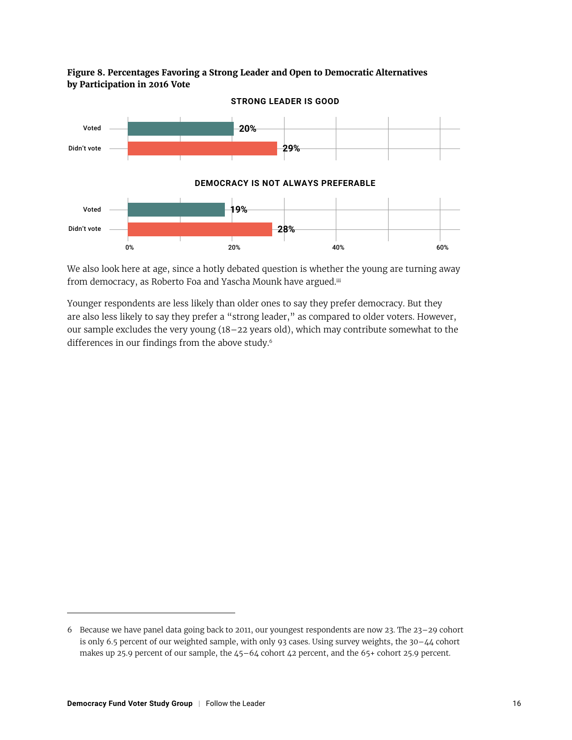**Figure 8. Percentages Favoring a Strong Leader and Open to Democratic Alternatives by Participation in 2016 Vote**

STRONG LEADER IS GOOD

Voted 20%

Didn't vote 29%

DEMOCRACY IS NOT ALWAYS PREFERABLE

Voted 19%

Didn't vote 28%

0% 20% 40% 60%

We also look here at age, since a hotly debated question is whether the young are turning away from democracy, as Roberto Foa and Yascha Mounk have argued.[iii]

Younger respondents are less likely than older ones to say they prefer democracy. But they are also less likely to say they prefer a "strong leader," as compared to older voters. However, our sample excludes the very young (18–22 years old), which may contribute somewhat to the differences in our findings from the above study.[6]

6 Because we have panel data going back to 2011, our youngest respondents are now 23. The 23–29 cohort is only 6.5 percent of our weighted sample, with only 93 cases. Using survey weights, the 30–44 cohort makes up 25.9 percent of our sample, the 45–64 cohort 42 percent, and the 65+ cohort 25.9 percent.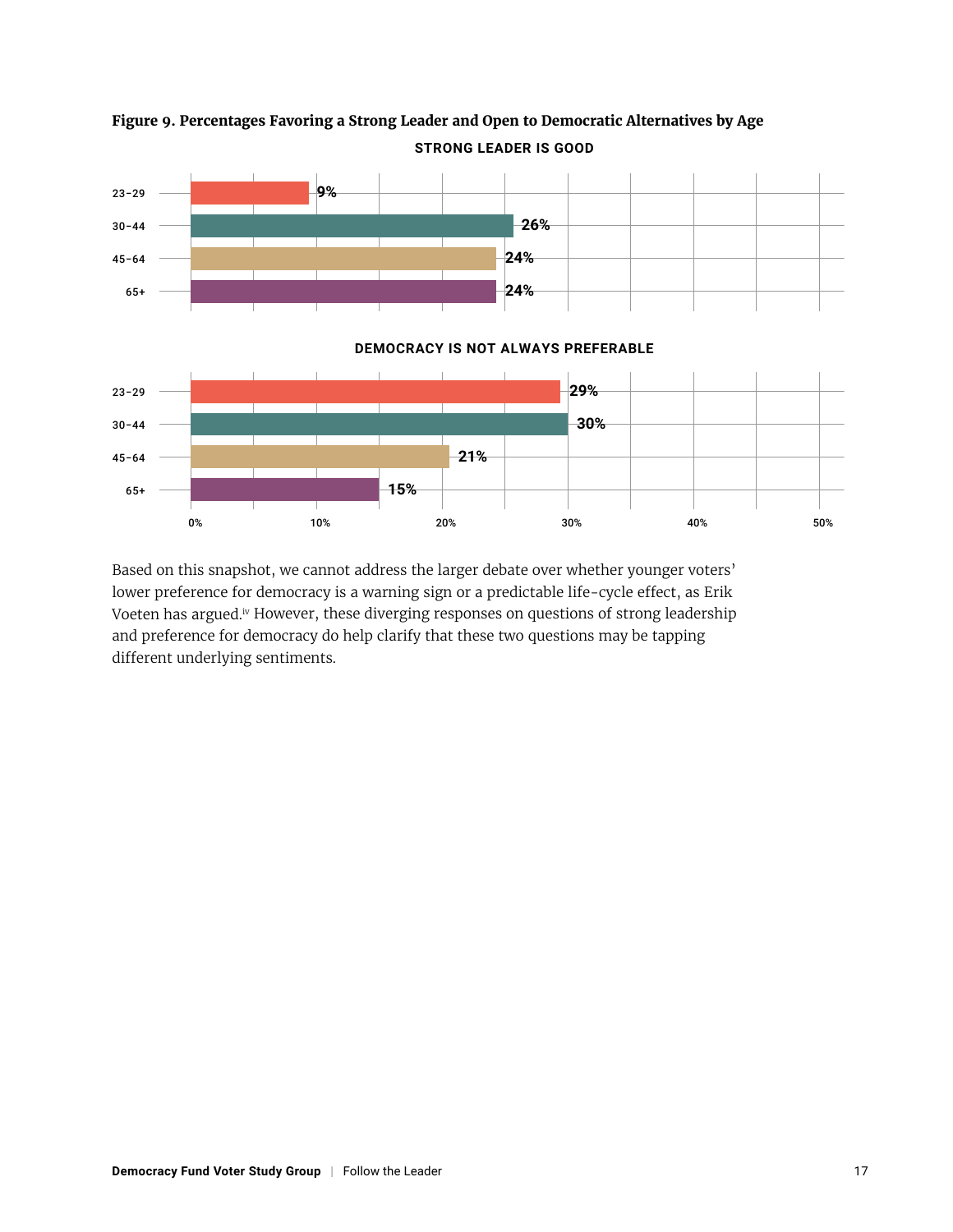**Figure 9. Percentages Favoring a Strong Leader and Open to Democratic Alternatives by Age**

STRONG LEADER IS GOOD

23–29
30–44
45–64
65+

9%
26%
24%
24%

DEMOCRACY IS NOT ALWAYS PREFERABLE

23–29
30–44
45–64
65+

29%
30%
21%
15%

0% 10% 20% 30% 40% 50%

Based on this snapshot, we cannot address the larger debate over whether younger voters' lower preference for democracy is a warning sign or a predictable life-cycle effect, as Erik Voeten has argued.[iv] However, these diverging responses on questions of strong leadership and preference for democracy do help clarify that these two questions may be tapping different underlying sentiments.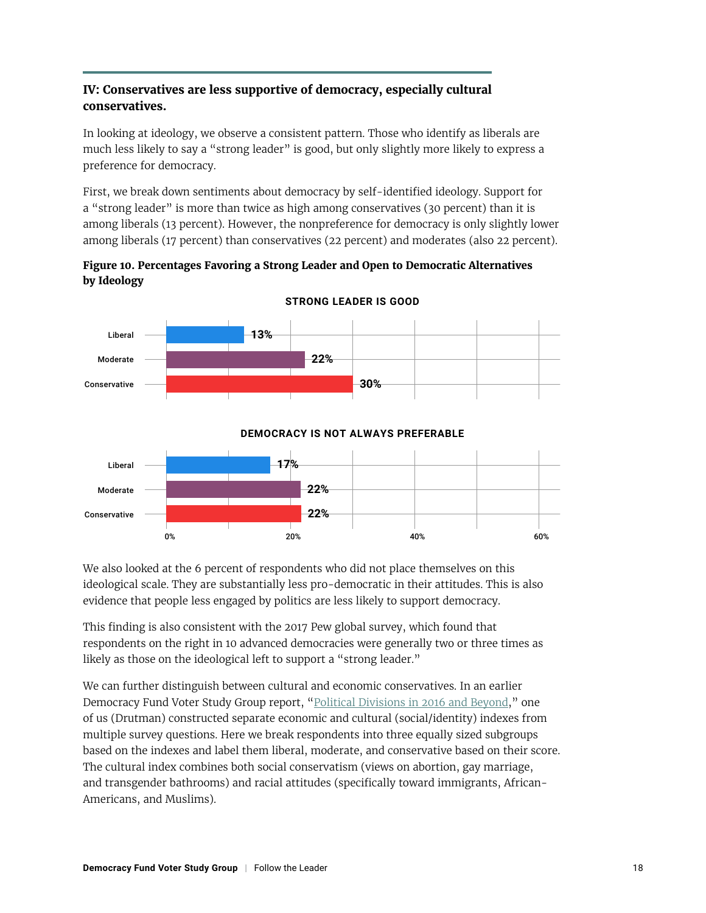### IV: Conservatives are less supportive of democracy, especially cultural conservatives.

In looking at ideology, we observe a consistent pattern. Those who identify as liberals are much less likely to say a "strong leader" is good, but only slightly more likely to express a preference for democracy.

First, we break down sentiments about democracy by self-identified ideology. Support for a "strong leader" is more than twice as high among conservatives (30 percent) than it is among liberals (13 percent). However, the nonpreference for democracy is only slightly lower among liberals (17 percent) than conservatives (22 percent) and moderates (also 22 percent).

**Figure 10. Percentages Favoring a Strong Leader and Open to Democratic Alternatives by Ideology**

STRONG LEADER IS GOOD

Liberal 13%
Moderate 22%
Conservative 30%

DEMOCRACY IS NOT ALWAYS PREFERABLE

Liberal 17%
Moderate 22%
Conservative 22%

0% 20% 40% 60%

We also looked at the 6 percent of respondents who did not place themselves on this ideological scale. They are substantially less pro-democratic in their attitudes. This is also evidence that people less engaged by politics are less likely to support democracy.

This finding is also consistent with the 2017 Pew global survey, which found that respondents on the right in 10 advanced democracies were generally two or three times as likely as those on the ideological left to support a "strong leader."

We can further distinguish between cultural and economic conservatives. In an earlier Democracy Fund Voter Study Group report, "Political Divisions in 2016 and Beyond," one of us (Drutman) constructed separate economic and cultural (social/identity) indexes from multiple survey questions. Here we break respondents into three equally sized subgroups based on the indexes and label them liberal, moderate, and conservative based on their score. The cultural index combines both social conservatism (views on abortion, gay marriage, and transgender bathrooms) and racial attitudes (specifically toward immigrants, African-Americans, and Muslims).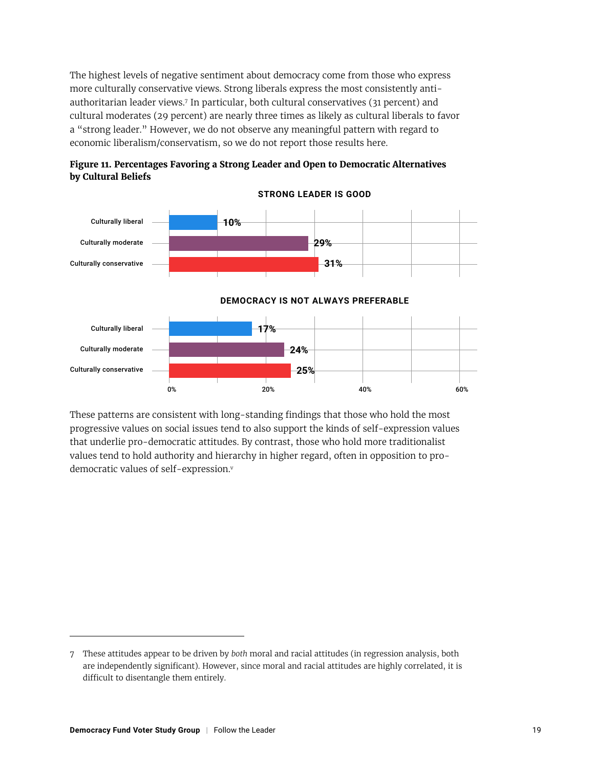The highest levels of negative sentiment about democracy come from those who express more culturally conservative views. Strong liberals express the most consistently anti-authoritarian leader views.[7] In particular, both cultural conservatives (31 percent) and cultural moderates (29 percent) are nearly three times as likely as cultural liberals to favor a "strong leader." However, we do not observe any meaningful pattern with regard to economic liberalism/conservatism, so we do not report those results here.

**Figure 11. Percentages Favoring a Strong Leader and Open to Democratic Alternatives by Cultural Beliefs**

STRONG LEADER IS GOOD

Culturally liberal 10%

Culturally moderate 29%

Culturally conservative 31%

DEMOCRACY IS NOT ALWAYS PREFERABLE

Culturally liberal 17%

Culturally moderate 24%

Culturally conservative 25%

0% 20% 40% 60%

These patterns are consistent with long-standing findings that those who hold the most progressive values on social issues tend to also support the kinds of self-expression values that underlie pro-democratic attitudes. By contrast, those who hold more traditionalist values tend to hold authority and hierarchy in higher regard, often in opposition to pro-democratic values of self-expression.[v]

---

7 These attitudes appear to be driven by *both* moral and racial attitudes (in regression analysis, both are independently significant). However, since moral and racial attitudes are highly correlated, it is difficult to disentangle them entirely.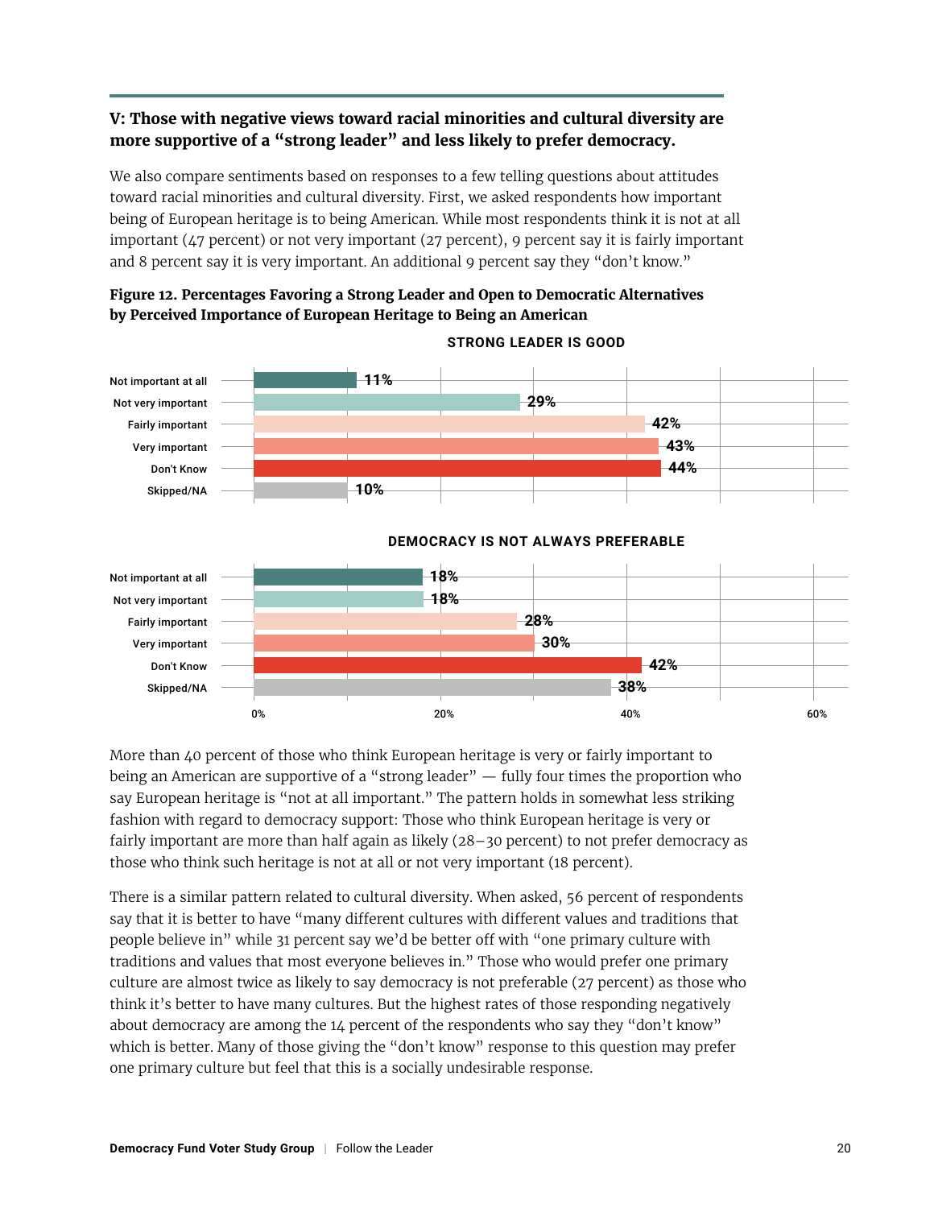### V: Those with negative views toward racial minorities and cultural diversity are more supportive of a "strong leader" and less likely to prefer democracy.

We also compare sentiments based on responses to a few telling questions about attitudes toward racial minorities and cultural diversity. First, we asked respondents how important being of European heritage is to being American. While most respondents think it is not at all important (47 percent) or not very important (27 percent), 9 percent say it is fairly important and 8 percent say it is very important. An additional 9 percent say they "don't know."

**Figure 12. Percentages Favoring a Strong Leader and Open to Democratic Alternatives by Perceived Importance of European Heritage to Being an American**

STRONG LEADER IS GOOD

Not important at all 11%
Not very important 29%
Fairly important 42%
Very important 43%
Don't Know 44%
Skipped/NA 10%

DEMOCRACY IS NOT ALWAYS PREFERABLE

Not important at all 18%
Not very important 18%
Fairly important 28%
Very important 30%
Don't Know 42%
Skipped/NA 38%

0% 20% 40% 60%

More than 40 percent of those who think European heritage is very or fairly important to being an American are supportive of a "strong leader" — fully four times the proportion who say European heritage is "not at all important." The pattern holds in somewhat less striking fashion with regard to democracy support: Those who think European heritage is very or fairly important are more than half again as likely (28–30 percent) to not prefer democracy as those who think such heritage is not at all or not very important (18 percent).

There is a similar pattern related to cultural diversity. When asked, 56 percent of respondents say that it is better to have "many different cultures with different values and traditions that people believe in" while 31 percent say we'd be better off with "one primary culture with traditions and values that most everyone believes in." Those who would prefer one primary culture are almost twice as likely to say democracy is not preferable (27 percent) as those who think it's better to have many cultures. But the highest rates of those responding negatively about democracy are among the 14 percent of the respondents who say they "don't know" which is better. Many of those giving the "don't know" response to this question may prefer one primary culture but feel that this is a socially undesirable response.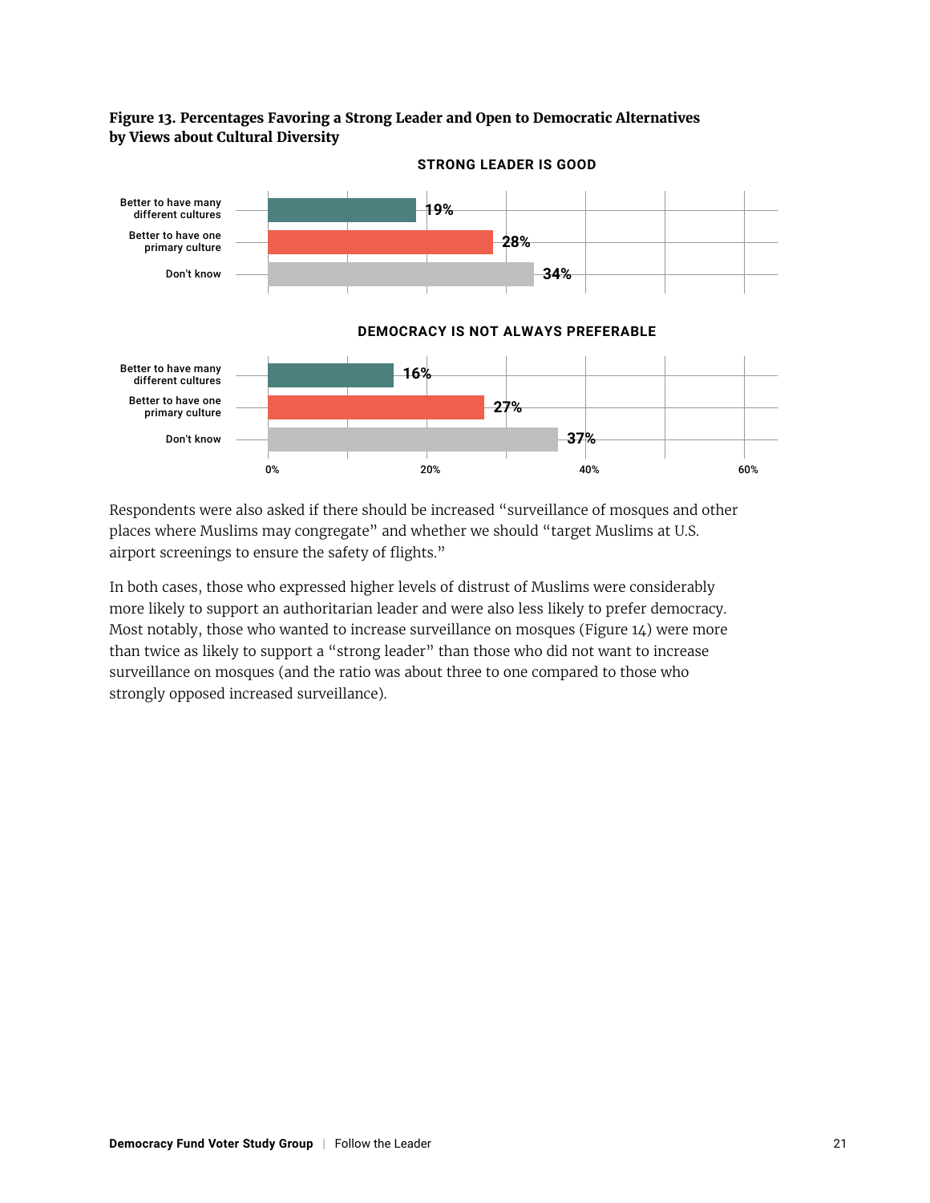**Figure 13. Percentages Favoring a Strong Leader and Open to Democratic Alternatives by Views about Cultural Diversity**

**STRONG LEADER IS GOOD**

| | |
|---|---|
| Better to have many different cultures | 19% |
| Better to have one primary culture | 28% |
| Don't know | 34% |

**DEMOCRACY IS NOT ALWAYS PREFERABLE**

| | |
|---|---|
| Better to have many different cultures | 16% |
| Better to have one primary culture | 27% |
| Don't know | 37% |

Respondents were also asked if there should be increased "surveillance of mosques and other places where Muslims may congregate" and whether we should "target Muslims at U.S. airport screenings to ensure the safety of flights."

In both cases, those who expressed higher levels of distrust of Muslims were considerably more likely to support an authoritarian leader and were also less likely to prefer democracy. Most notably, those who wanted to increase surveillance on mosques (Figure 14) were more than twice as likely to support a "strong leader" than those who did not want to increase surveillance on mosques (and the ratio was about three to one compared to those who strongly opposed increased surveillance).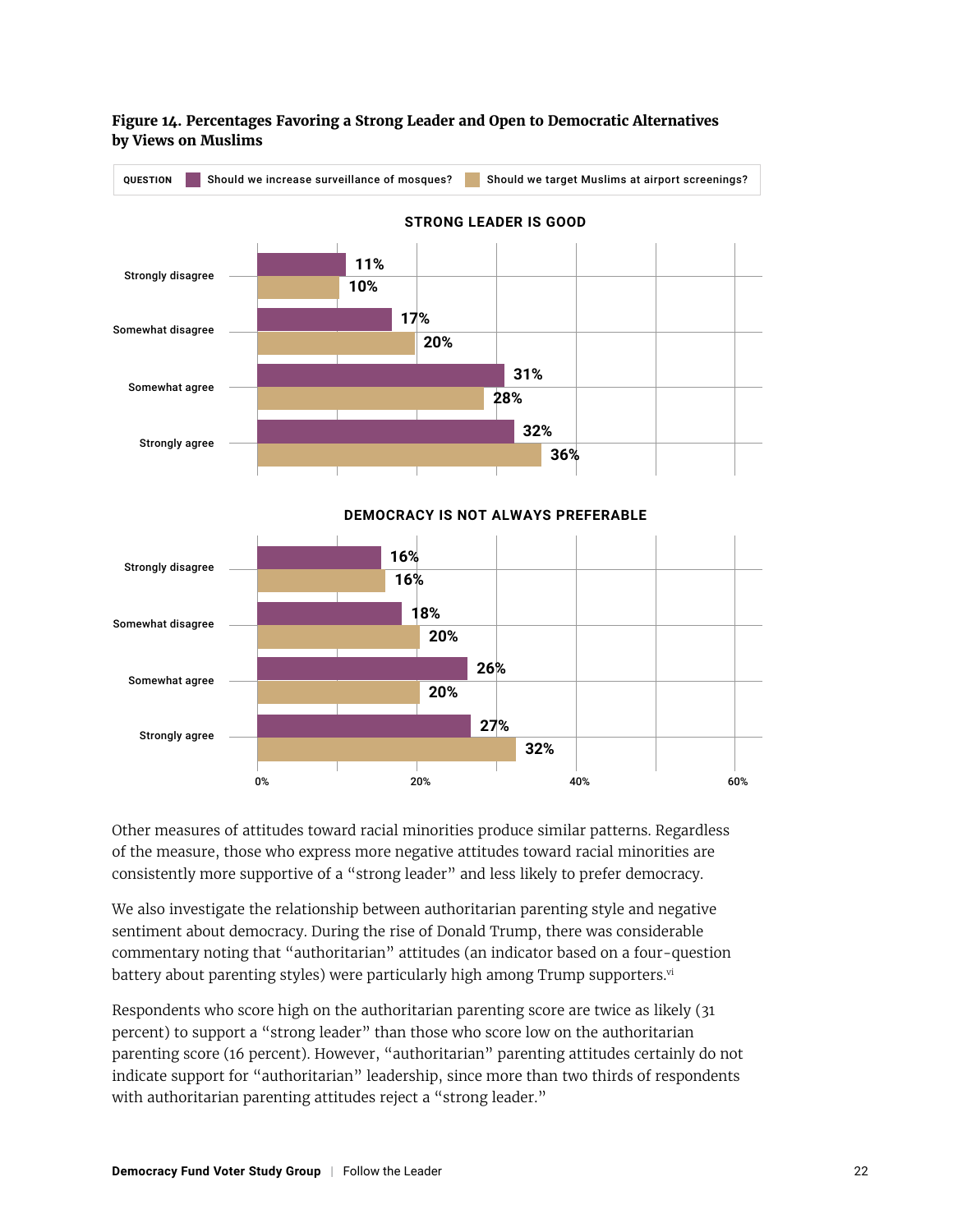**Figure 14. Percentages Favoring a Strong Leader and Open to Democratic Alternatives by Views on Muslims**

**STRONG LEADER IS GOOD**

| | Should we increase surveillance of mosques? | Should we target Muslims at airport screenings? |
|---|---|---|
| Strongly disagree | 11% | 10% |
| Somewhat disagree | 17% | 20% |
| Somewhat agree | 31% | 28% |
| Strongly agree | 32% | 36% |

**DEMOCRACY IS NOT ALWAYS PREFERABLE**

| | Should we increase surveillance of mosques? | Should we target Muslims at airport screenings? |
|---|---|---|
| Strongly disagree | 16% | 16% |
| Somewhat disagree | 18% | 20% |
| Somewhat agree | 26% | 20% |
| Strongly agree | 27% | 32% |

Other measures of attitudes toward racial minorities produce similar patterns. Regardless of the measure, those who express more negative attitudes toward racial minorities are consistently more supportive of a "strong leader" and less likely to prefer democracy.

We also investigate the relationship between authoritarian parenting style and negative sentiment about democracy. During the rise of Donald Trump, there was considerable commentary noting that "authoritarian" attitudes (an indicator based on a four-question battery about parenting styles) were particularly high among Trump supporters.[vi]

Respondents who score high on the authoritarian parenting score are twice as likely (31 percent) to support a "strong leader" than those who score low on the authoritarian parenting score (16 percent). However, "authoritarian" parenting attitudes certainly do not indicate support for "authoritarian" leadership, since more than two thirds of respondents with authoritarian parenting attitudes reject a "strong leader."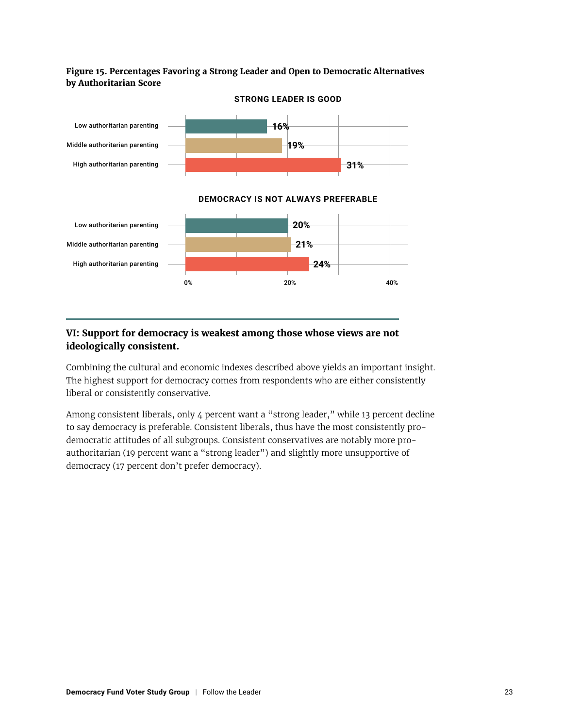**Figure 15. Percentages Favoring a Strong Leader and Open to Democratic Alternatives by Authoritarian Score**

STRONG LEADER IS GOOD

Low authoritarian parenting
16%
Middle authoritarian parenting
19%
High authoritarian parenting
31%

DEMOCRACY IS NOT ALWAYS PREFERABLE

Low authoritarian parenting
20%
Middle authoritarian parenting
21%
High authoritarian parenting
24%

0%
20%
40%

## VI: Support for democracy is weakest among those whose views are not ideologically consistent.

Combining the cultural and economic indexes described above yields an important insight. The highest support for democracy comes from respondents who are either consistently liberal or consistently conservative.

Among consistent liberals, only 4 percent want a "strong leader," while 13 percent decline to say democracy is preferable. Consistent liberals, thus have the most consistently pro-democratic attitudes of all subgroups. Consistent conservatives are notably more pro-authoritarian (19 percent want a "strong leader") and slightly more unsupportive of democracy (17 percent don't prefer democracy).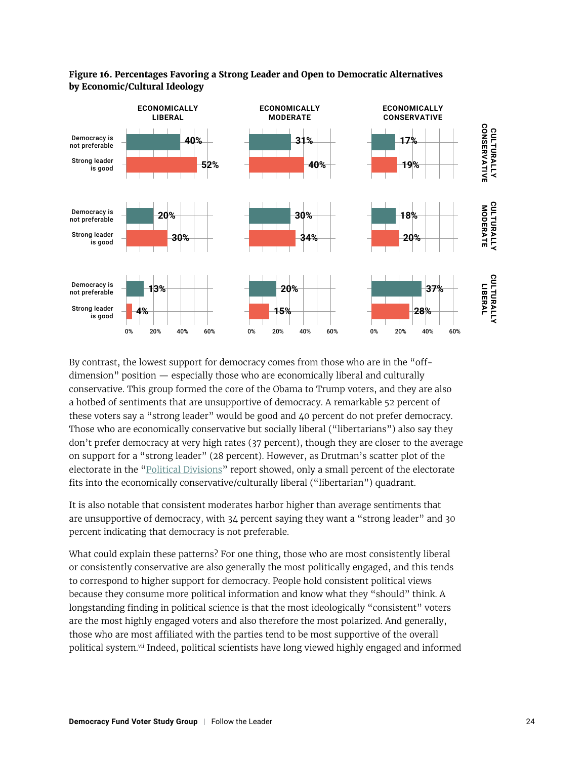**Figure 16. Percentages Favoring a Strong Leader and Open to Democratic Alternatives by Economic/Cultural Ideology**

ECONOMICALLY LIBERAL
ECONOMICALLY MODERATE
ECONOMICALLY CONSERVATIVE

CULTURALLY CONSERVATIVE
Democracy is not preferable: 40% | 31% | 17%
Strong leader is good: 52% | 40% | 19%

CULTURALLY MODERATE
Democracy is not preferable: 20% | 30% | 18%
Strong leader is good: 30% | 34% | 20%

CULTURALLY LIBERAL
Democracy is not preferable: 13% | 20% | 37%
Strong leader is good: 4% | 15% | 28%

0% 20% 40% 60%

By contrast, the lowest support for democracy comes from those who are in the "off-dimension" position — especially those who are economically liberal and culturally conservative. This group formed the core of the Obama to Trump voters, and they are also a hotbed of sentiments that are unsupportive of democracy. A remarkable 52 percent of these voters say a "strong leader" would be good and 40 percent do not prefer democracy. Those who are economically conservative but socially liberal ("libertarians") also say they don't prefer democracy at very high rates (37 percent), though they are closer to the average on support for a "strong leader" (28 percent). However, as Drutman's scatter plot of the electorate in the "Political Divisions" report showed, only a small percent of the electorate fits into the economically conservative/culturally liberal ("libertarian") quadrant.

It is also notable that consistent moderates harbor higher than average sentiments that are unsupportive of democracy, with 34 percent saying they want a "strong leader" and 30 percent indicating that democracy is not preferable.

What could explain these patterns? For one thing, those who are most consistently liberal or consistently conservative are also generally the most politically engaged, and this tends to correspond to higher support for democracy. People hold consistent political views because they consume more political information and know what they "should" think. A longstanding finding in political science is that the most ideologically "consistent" voters are the most highly engaged voters and also therefore the most polarized. And generally, those who are most affiliated with the parties tend to be most supportive of the overall political system.[vii] Indeed, political scientists have long viewed highly engaged and informed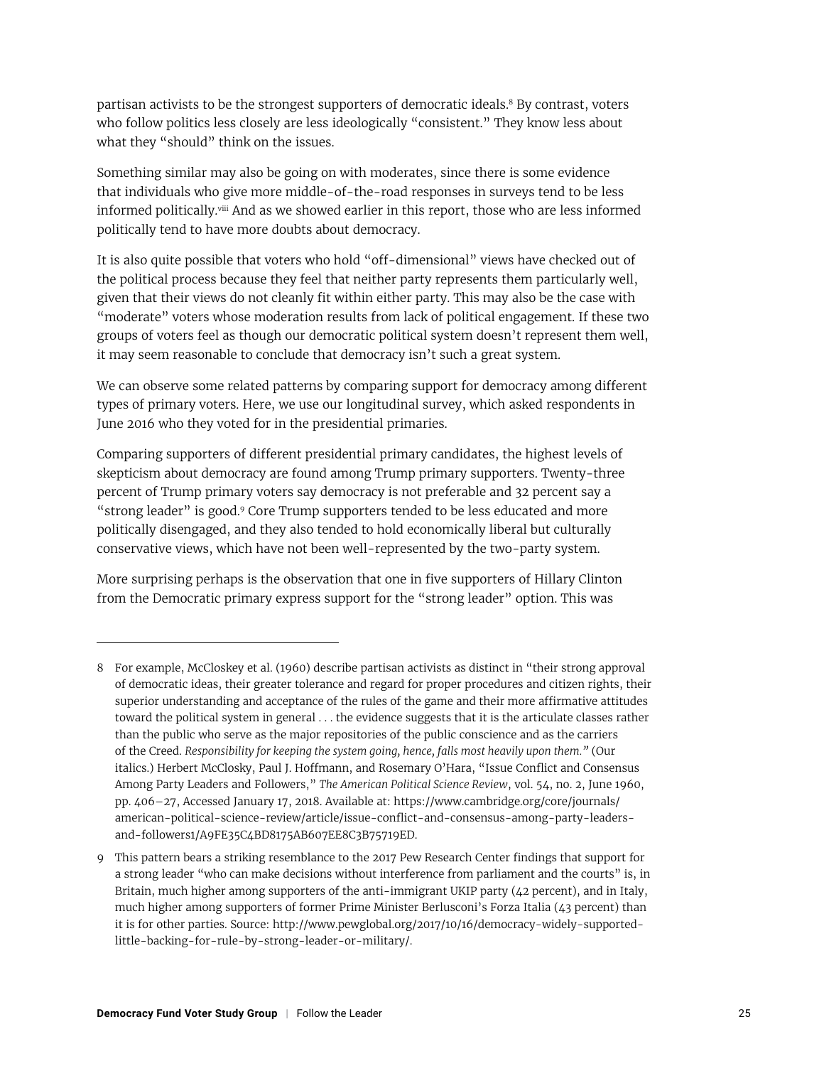partisan activists to be the strongest supporters of democratic ideals.[8] By contrast, voters who follow politics less closely are less ideologically "consistent." They know less about what they "should" think on the issues.

Something similar may also be going on with moderates, since there is some evidence that individuals who give more middle-of-the-road responses in surveys tend to be less informed politically.[viii] And as we showed earlier in this report, those who are less informed politically tend to have more doubts about democracy.

It is also quite possible that voters who hold "off-dimensional" views have checked out of the political process because they feel that neither party represents them particularly well, given that their views do not cleanly fit within either party. This may also be the case with "moderate" voters whose moderation results from lack of political engagement. If these two groups of voters feel as though our democratic political system doesn't represent them well, it may seem reasonable to conclude that democracy isn't such a great system.

We can observe some related patterns by comparing support for democracy among different types of primary voters. Here, we use our longitudinal survey, which asked respondents in June 2016 who they voted for in the presidential primaries.

Comparing supporters of different presidential primary candidates, the highest levels of skepticism about democracy are found among Trump primary supporters. Twenty-three percent of Trump primary voters say democracy is not preferable and 32 percent say a "strong leader" is good.[9] Core Trump supporters tended to be less educated and more politically disengaged, and they also tended to hold economically liberal but culturally conservative views, which have not been well-represented by the two-party system.

More surprising perhaps is the observation that one in five supporters of Hillary Clinton from the Democratic primary express support for the "strong leader" option. This was

---

8 For example, McCloskey et al. (1960) describe partisan activists as distinct in "their strong approval of democratic ideas, their greater tolerance and regard for proper procedures and citizen rights, their superior understanding and acceptance of the rules of the game and their more affirmative attitudes toward the political system in general . . . the evidence suggests that it is the articulate classes rather than the public who serve as the major repositories of the public conscience and as the carriers of the Creed. *Responsibility for keeping the system going, hence, falls most heavily upon them."* (Our italics.) Herbert McClosky, Paul J. Hoffmann, and Rosemary O'Hara, "Issue Conflict and Consensus Among Party Leaders and Followers," *The American Political Science Review*, vol. 54, no. 2, June 1960, pp. 406–27, Accessed January 17, 2018. Available at: https://www.cambridge.org/core/journals/american-political-science-review/article/issue-conflict-and-consensus-among-party-leaders-and-followers1/A9FE35C4BD8175AB607EE8C3B75719ED.

9 This pattern bears a striking resemblance to the 2017 Pew Research Center findings that support for a strong leader "who can make decisions without interference from parliament and the courts" is, in Britain, much higher among supporters of the anti-immigrant UKIP party (42 percent), and in Italy, much higher among supporters of former Prime Minister Berlusconi's Forza Italia (43 percent) than it is for other parties. Source: http://www.pewglobal.org/2017/10/16/democracy-widely-supported-little-backing-for-rule-by-strong-leader-or-military/.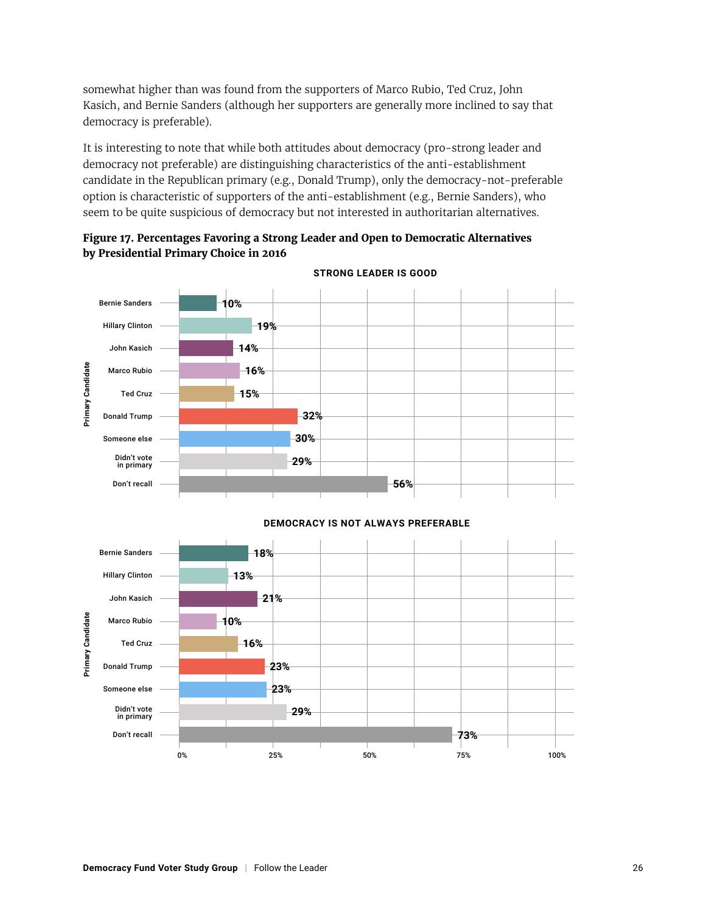somewhat higher than was found from the supporters of Marco Rubio, Ted Cruz, John Kasich, and Bernie Sanders (although her supporters are generally more inclined to say that democracy is preferable).

It is interesting to note that while both attitudes about democracy (pro-strong leader and democracy not preferable) are distinguishing characteristics of the anti-establishment candidate in the Republican primary (e.g., Donald Trump), only the democracy-not-preferable option is characteristic of supporters of the anti-establishment (e.g., Bernie Sanders), who seem to be quite suspicious of democracy but not interested in authoritarian alternatives.

**Figure 17. Percentages Favoring a Strong Leader and Open to Democratic Alternatives by Presidential Primary Choice in 2016**

STRONG LEADER IS GOOD

Primary Candidate

Bernie Sanders 10%
Hillary Clinton 19%
John Kasich 14%
Marco Rubio 16%
Ted Cruz 15%
Donald Trump 32%
Someone else 30%
Didn't vote in primary 29%
Don't recall 56%

DEMOCRACY IS NOT ALWAYS PREFERABLE

Primary Candidate

Bernie Sanders 18%
Hillary Clinton 13%
John Kasich 21%
Marco Rubio 10%
Ted Cruz 16%
Donald Trump 23%
Someone else 23%
Didn't vote in primary 29%
Don't recall 73%

0% 25% 50% 75% 100%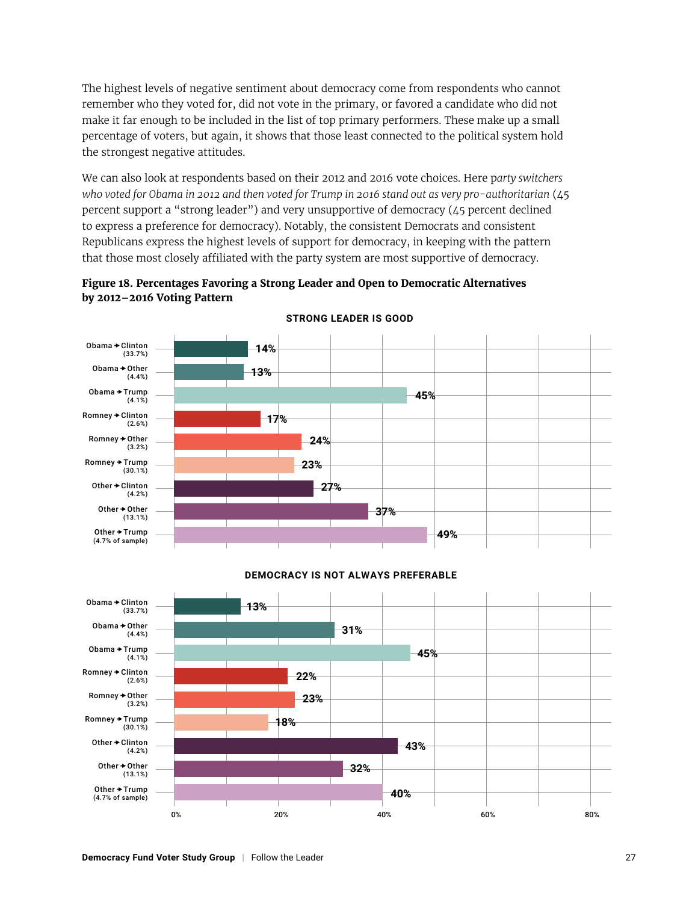The highest levels of negative sentiment about democracy come from respondents who cannot remember who they voted for, did not vote in the primary, or favored a candidate who did not make it far enough to be included in the list of top primary performers. These make up a small percentage of voters, but again, it shows that those least connected to the political system hold the strongest negative attitudes.

We can also look at respondents based on their 2012 and 2016 vote choices. Here p*arty switchers who voted for Obama in 2012 and then voted for Trump in 2016 stand out as very pro-authoritarian* (45 percent support a "strong leader") and very unsupportive of democracy (45 percent declined to express a preference for democracy). Notably, the consistent Democrats and consistent Republicans express the highest levels of support for democracy, in keeping with the pattern that those most closely affiliated with the party system are most supportive of democracy.

**Figure 18. Percentages Favoring a Strong Leader and Open to Democratic Alternatives by 2012–2016 Voting Pattern**

STRONG LEADER IS GOOD

Obama → Clinton (33.7%) 14%
Obama → Other (4.4%) 13%
Obama → Trump (4.1%) 45%
Romney → Clinton (2.6%) 17%
Romney → Other (3.2%) 24%
Romney → Trump (30.1%) 23%
Other → Clinton (4.2%) 27%
Other → Other (13.1%) 37%
Other → Trump (4.7% of sample) 49%

DEMOCRACY IS NOT ALWAYS PREFERABLE

Obama → Clinton (33.7%) 13%
Obama → Other (4.4%) 31%
Obama → Trump (4.1%) 45%
Romney → Clinton (2.6%) 22%
Romney → Other (3.2%) 23%
Romney → Trump (30.1%) 18%
Other → Clinton (4.2%) 43%
Other → Other (13.1%) 32%
Other → Trump (4.7% of sample) 40%

0% 20% 40% 60% 80%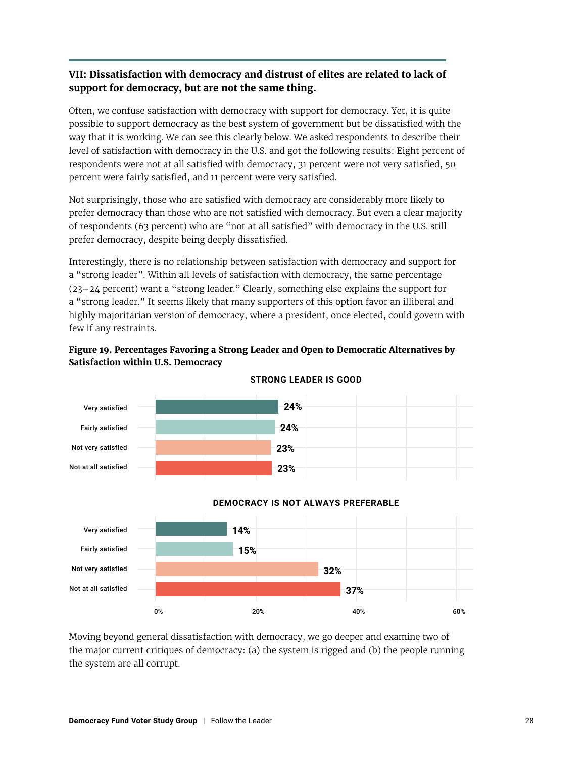## VII: Dissatisfaction with democracy and distrust of elites are related to lack of support for democracy, but are not the same thing.

Often, we confuse satisfaction with democracy with support for democracy. Yet, it is quite possible to support democracy as the best system of government but be dissatisfied with the way that it is working. We can see this clearly below. We asked respondents to describe their level of satisfaction with democracy in the U.S. and got the following results: Eight percent of respondents were not at all satisfied with democracy, 31 percent were not very satisfied, 50 percent were fairly satisfied, and 11 percent were very satisfied.

Not surprisingly, those who are satisfied with democracy are considerably more likely to prefer democracy than those who are not satisfied with democracy. But even a clear majority of respondents (63 percent) who are "not at all satisfied" with democracy in the U.S. still prefer democracy, despite being deeply dissatisfied.

Interestingly, there is no relationship between satisfaction with democracy and support for a "strong leader". Within all levels of satisfaction with democracy, the same percentage (23–24 percent) want a "strong leader." Clearly, something else explains the support for a "strong leader." It seems likely that many supporters of this option favor an illiberal and highly majoritarian version of democracy, where a president, once elected, could govern with few if any restraints.

**Figure 19. Percentages Favoring a Strong Leader and Open to Democratic Alternatives by Satisfaction within U.S. Democracy**

STRONG LEADER IS GOOD

Very satisfied 24%
Fairly satisfied 24%
Not very satisfied 23%
Not at all satisfied 23%

DEMOCRACY IS NOT ALWAYS PREFERABLE

Very satisfied 14%
Fairly satisfied 15%
Not very satisfied 32%
Not at all satisfied 37%

0% 20% 40% 60%

Moving beyond general dissatisfaction with democracy, we go deeper and examine two of the major current critiques of democracy: (a) the system is rigged and (b) the people running the system are all corrupt.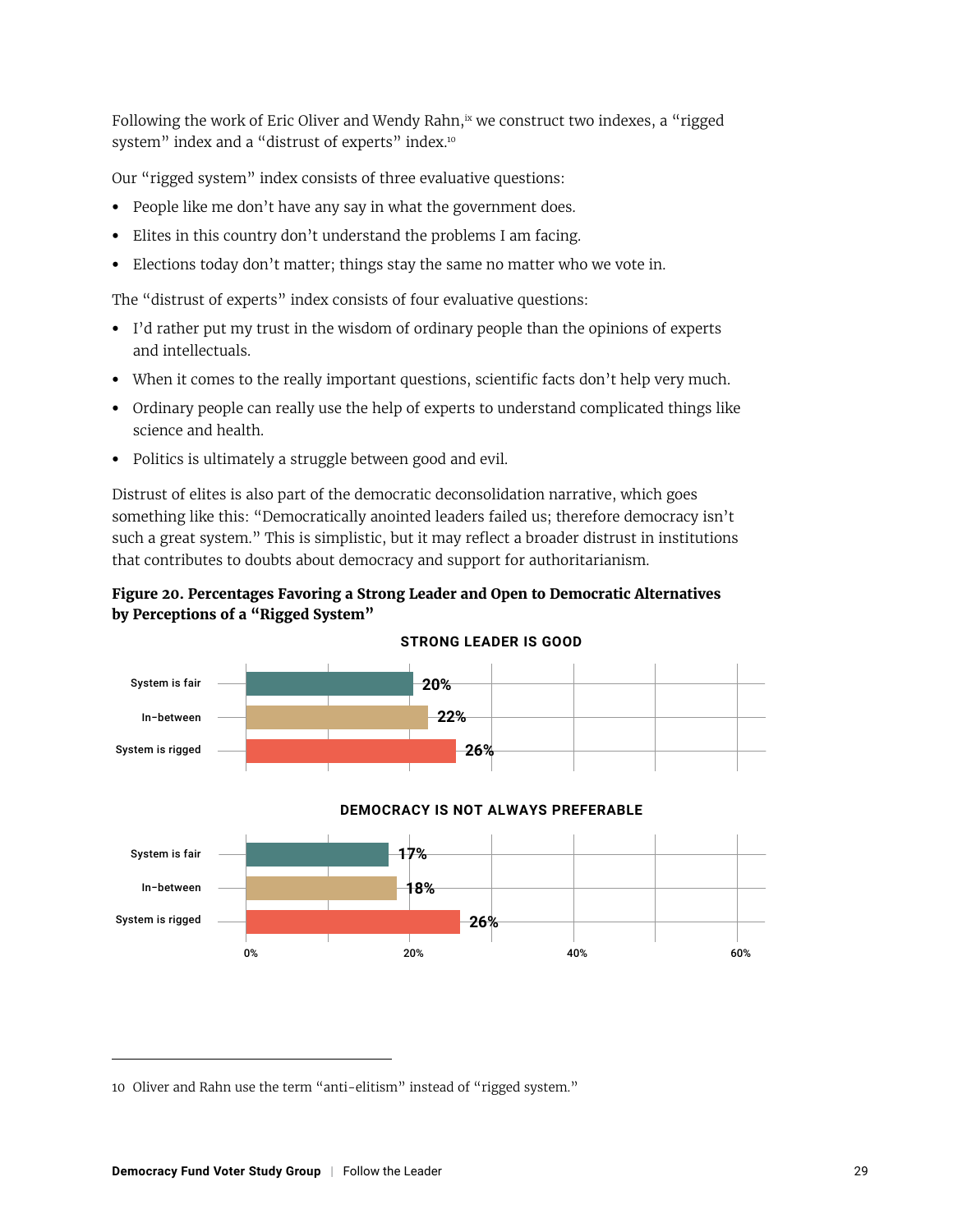Following the work of Eric Oliver and Wendy Rahn,[ix] we construct two indexes, a "rigged system" index and a "distrust of experts" index.[10]

Our "rigged system" index consists of three evaluative questions:

- People like me don't have any say in what the government does.
- Elites in this country don't understand the problems I am facing.
- Elections today don't matter; things stay the same no matter who we vote in.

The "distrust of experts" index consists of four evaluative questions:

- I'd rather put my trust in the wisdom of ordinary people than the opinions of experts and intellectuals.
- When it comes to the really important questions, scientific facts don't help very much.
- Ordinary people can really use the help of experts to understand complicated things like science and health.
- Politics is ultimately a struggle between good and evil.

Distrust of elites is also part of the democratic deconsolidation narrative, which goes something like this: "Democratically anointed leaders failed us; therefore democracy isn't such a great system." This is simplistic, but it may reflect a broader distrust in institutions that contributes to doubts about democracy and support for authoritarianism.

**Figure 20. Percentages Favoring a Strong Leader and Open to Democratic Alternatives by Perceptions of a "Rigged System"**

STRONG LEADER IS GOOD

System is fair 20%
In-between 22%
System is rigged 26%

DEMOCRACY IS NOT ALWAYS PREFERABLE

System is fair 17%
In-between 18%
System is rigged 26%

0% 20% 40% 60%

---

10 Oliver and Rahn use the term "anti-elitism" instead of "rigged system."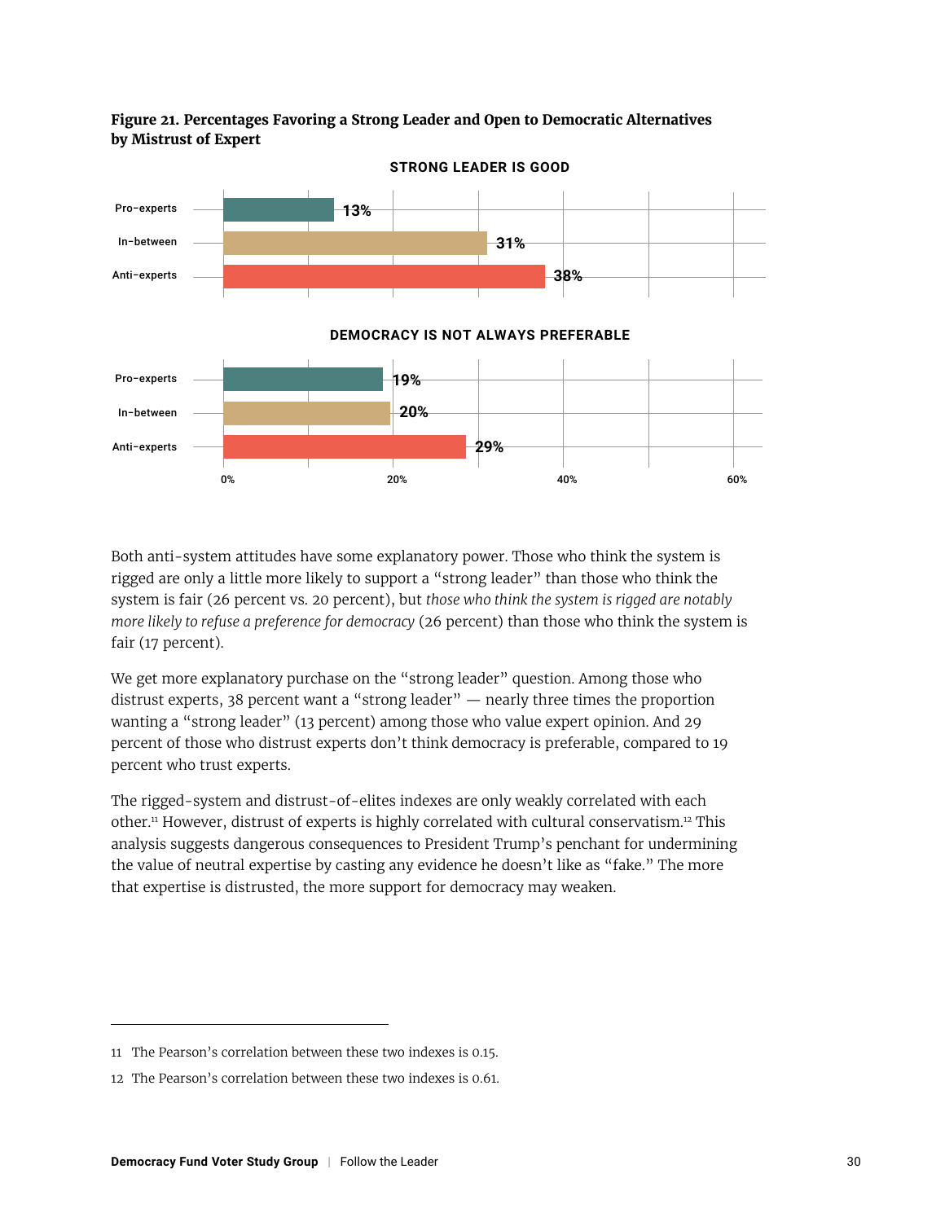**Figure 21. Percentages Favoring a Strong Leader and Open to Democratic Alternatives by Mistrust of Expert**

STRONG LEADER IS GOOD

Pro–experts 13%
In–between 31%
Anti–experts 38%

DEMOCRACY IS NOT ALWAYS PREFERABLE

Pro–experts 19%
In–between 20%
Anti–experts 29%

0% 20% 40% 60%

Both anti-system attitudes have some explanatory power. Those who think the system is rigged are only a little more likely to support a "strong leader" than those who think the system is fair (26 percent vs. 20 percent), but *those who think the system is rigged are notably more likely to refuse a preference for democracy* (26 percent) than those who think the system is fair (17 percent).

We get more explanatory purchase on the "strong leader" question. Among those who distrust experts, 38 percent want a "strong leader" — nearly three times the proportion wanting a "strong leader" (13 percent) among those who value expert opinion. And 29 percent of those who distrust experts don't think democracy is preferable, compared to 19 percent who trust experts.

The rigged-system and distrust-of-elites indexes are only weakly correlated with each other.[11] However, distrust of experts is highly correlated with cultural conservatism.[12] This analysis suggests dangerous consequences to President Trump's penchant for undermining the value of neutral expertise by casting any evidence he doesn't like as "fake." The more that expertise is distrusted, the more support for democracy may weaken.

---

11 The Pearson's correlation between these two indexes is 0.15.

12 The Pearson's correlation between these two indexes is 0.61.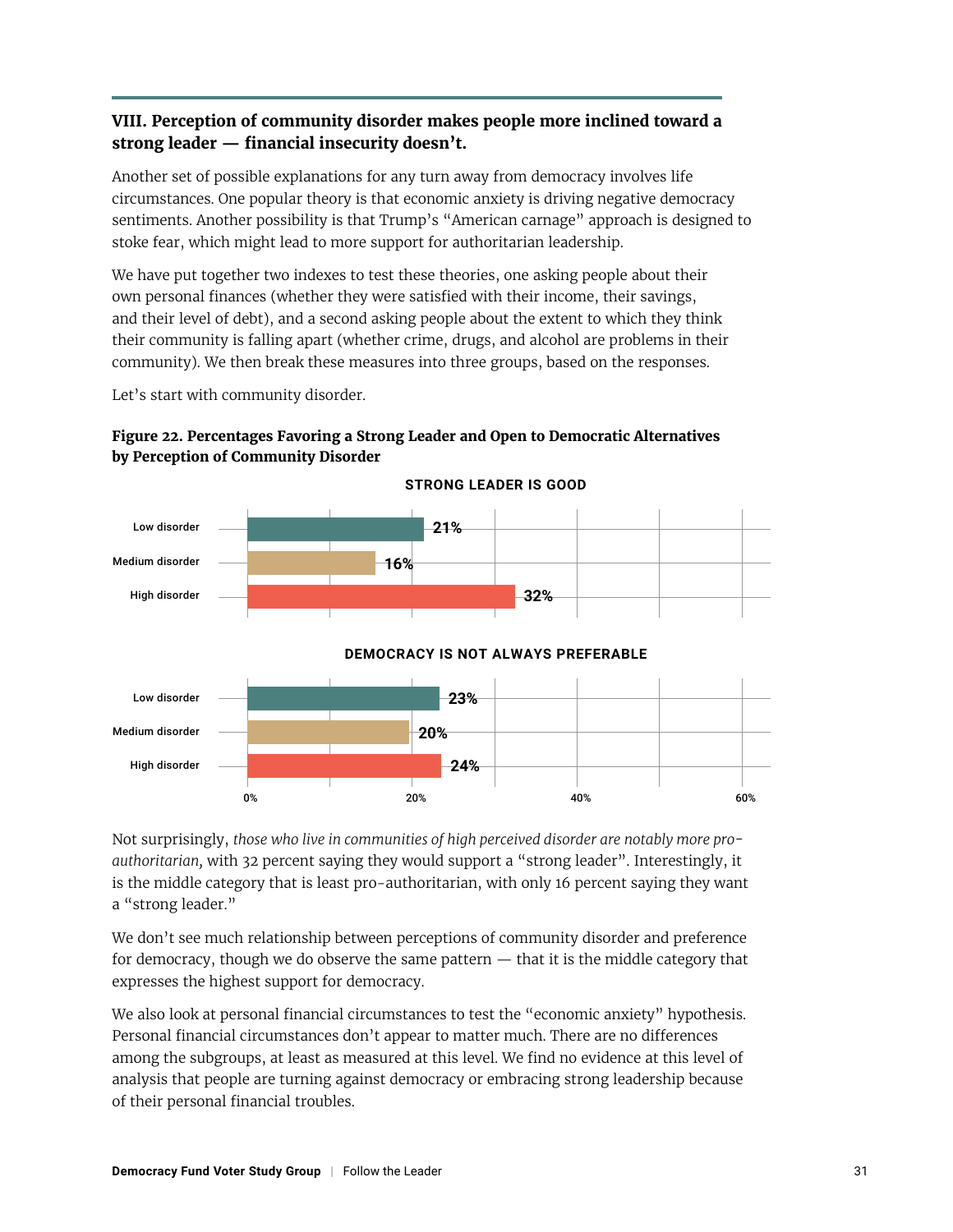## VIII. Perception of community disorder makes people more inclined toward a strong leader — financial insecurity doesn't.

Another set of possible explanations for any turn away from democracy involves life circumstances. One popular theory is that economic anxiety is driving negative democracy sentiments. Another possibility is that Trump's "American carnage" approach is designed to stoke fear, which might lead to more support for authoritarian leadership.

We have put together two indexes to test these theories, one asking people about their own personal finances (whether they were satisfied with their income, their savings, and their level of debt), and a second asking people about the extent to which they think their community is falling apart (whether crime, drugs, and alcohol are problems in their community). We then break these measures into three groups, based on the responses.

Let's start with community disorder.

**Figure 22. Percentages Favoring a Strong Leader and Open to Democratic Alternatives by Perception of Community Disorder**

STRONG LEADER IS GOOD

Low disorder 21%
Medium disorder 16%
High disorder 32%

DEMOCRACY IS NOT ALWAYS PREFERABLE

Low disorder 23%
Medium disorder 20%
High disorder 24%

0% 20% 40% 60%

Not surprisingly, *those who live in communities of high perceived disorder are notably more pro-authoritarian,* with 32 percent saying they would support a "strong leader". Interestingly, it is the middle category that is least pro-authoritarian, with only 16 percent saying they want a "strong leader."

We don't see much relationship between perceptions of community disorder and preference for democracy, though we do observe the same pattern — that it is the middle category that expresses the highest support for democracy.

We also look at personal financial circumstances to test the "economic anxiety" hypothesis. Personal financial circumstances don't appear to matter much. There are no differences among the subgroups, at least as measured at this level. We find no evidence at this level of analysis that people are turning against democracy or embracing strong leadership because of their personal financial troubles.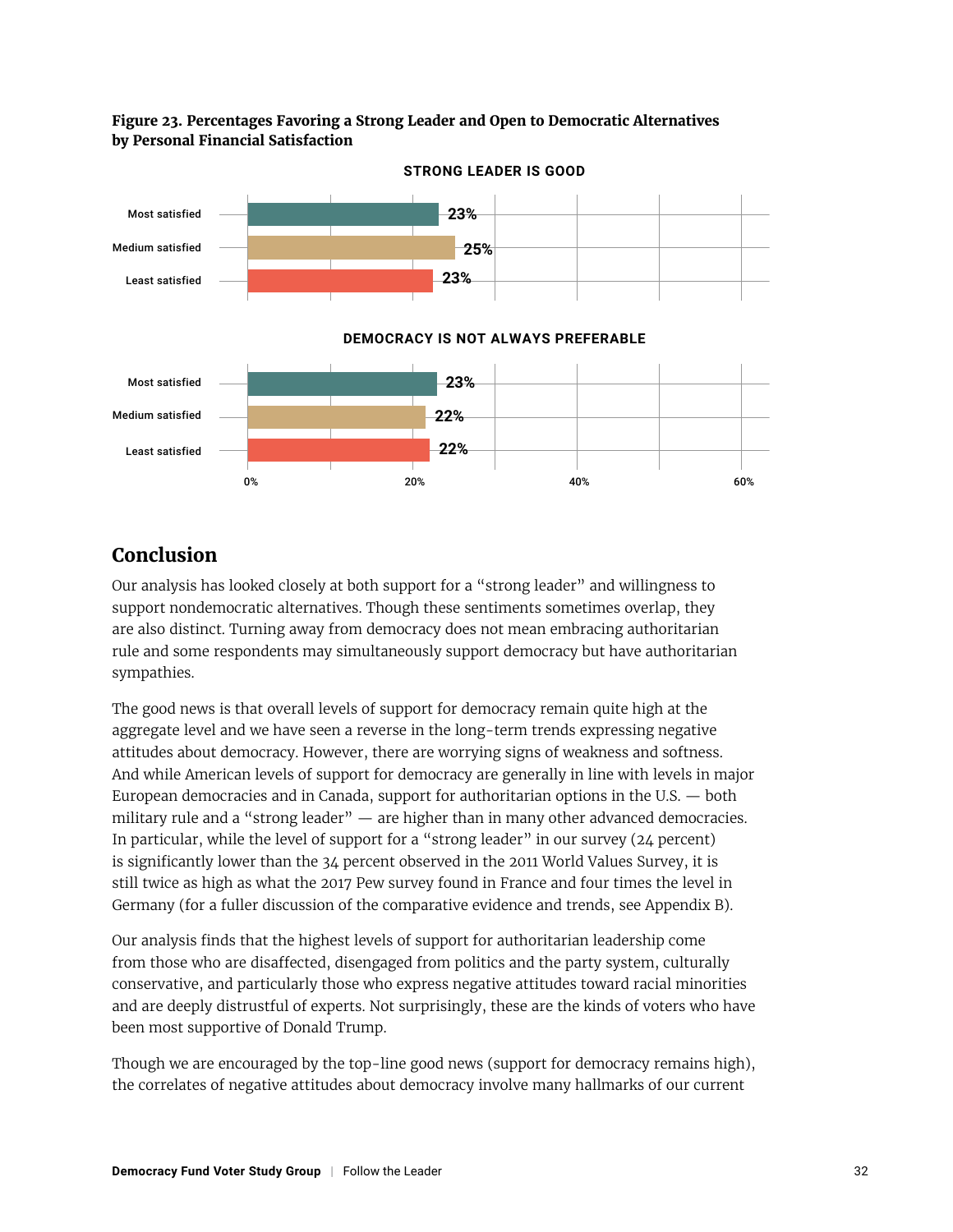**Figure 23. Percentages Favoring a Strong Leader and Open to Democratic Alternatives by Personal Financial Satisfaction**

STRONG LEADER IS GOOD

Most satisfied 23%

Medium satisfied 25%

Least satisfied 23%

DEMOCRACY IS NOT ALWAYS PREFERABLE

Most satisfied 23%

Medium satisfied 22%

Least satisfied 22%

0% 20% 40% 60%

## Conclusion

Our analysis has looked closely at both support for a "strong leader" and willingness to support nondemocratic alternatives. Though these sentiments sometimes overlap, they are also distinct. Turning away from democracy does not mean embracing authoritarian rule and some respondents may simultaneously support democracy but have authoritarian sympathies.

The good news is that overall levels of support for democracy remain quite high at the aggregate level and we have seen a reverse in the long-term trends expressing negative attitudes about democracy. However, there are worrying signs of weakness and softness. And while American levels of support for democracy are generally in line with levels in major European democracies and in Canada, support for authoritarian options in the U.S. — both military rule and a "strong leader" — are higher than in many other advanced democracies. In particular, while the level of support for a "strong leader" in our survey (24 percent) is significantly lower than the 34 percent observed in the 2011 World Values Survey, it is still twice as high as what the 2017 Pew survey found in France and four times the level in Germany (for a fuller discussion of the comparative evidence and trends, see Appendix B).

Our analysis finds that the highest levels of support for authoritarian leadership come from those who are disaffected, disengaged from politics and the party system, culturally conservative, and particularly those who express negative attitudes toward racial minorities and are deeply distrustful of experts. Not surprisingly, these are the kinds of voters who have been most supportive of Donald Trump.

Though we are encouraged by the top-line good news (support for democracy remains high), the correlates of negative attitudes about democracy involve many hallmarks of our current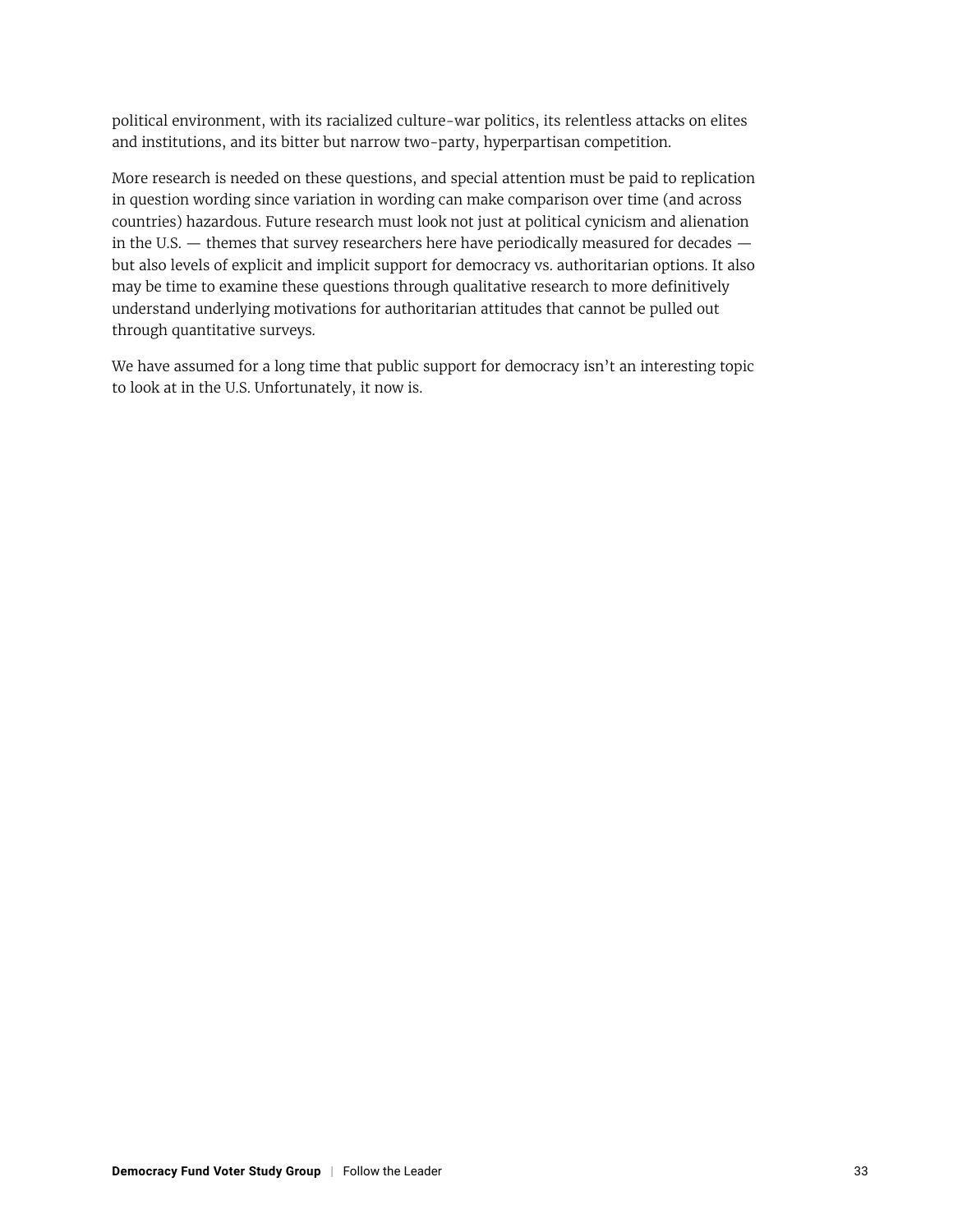political environment, with its racialized culture-war politics, its relentless attacks on elites and institutions, and its bitter but narrow two-party, hyperpartisan competition.

More research is needed on these questions, and special attention must be paid to replication in question wording since variation in wording can make comparison over time (and across countries) hazardous. Future research must look not just at political cynicism and alienation in the U.S. — themes that survey researchers here have periodically measured for decades — but also levels of explicit and implicit support for democracy vs. authoritarian options. It also may be time to examine these questions through qualitative research to more definitively understand underlying motivations for authoritarian attitudes that cannot be pulled out through quantitative surveys.

We have assumed for a long time that public support for democracy isn't an interesting topic to look at in the U.S. Unfortunately, it now is.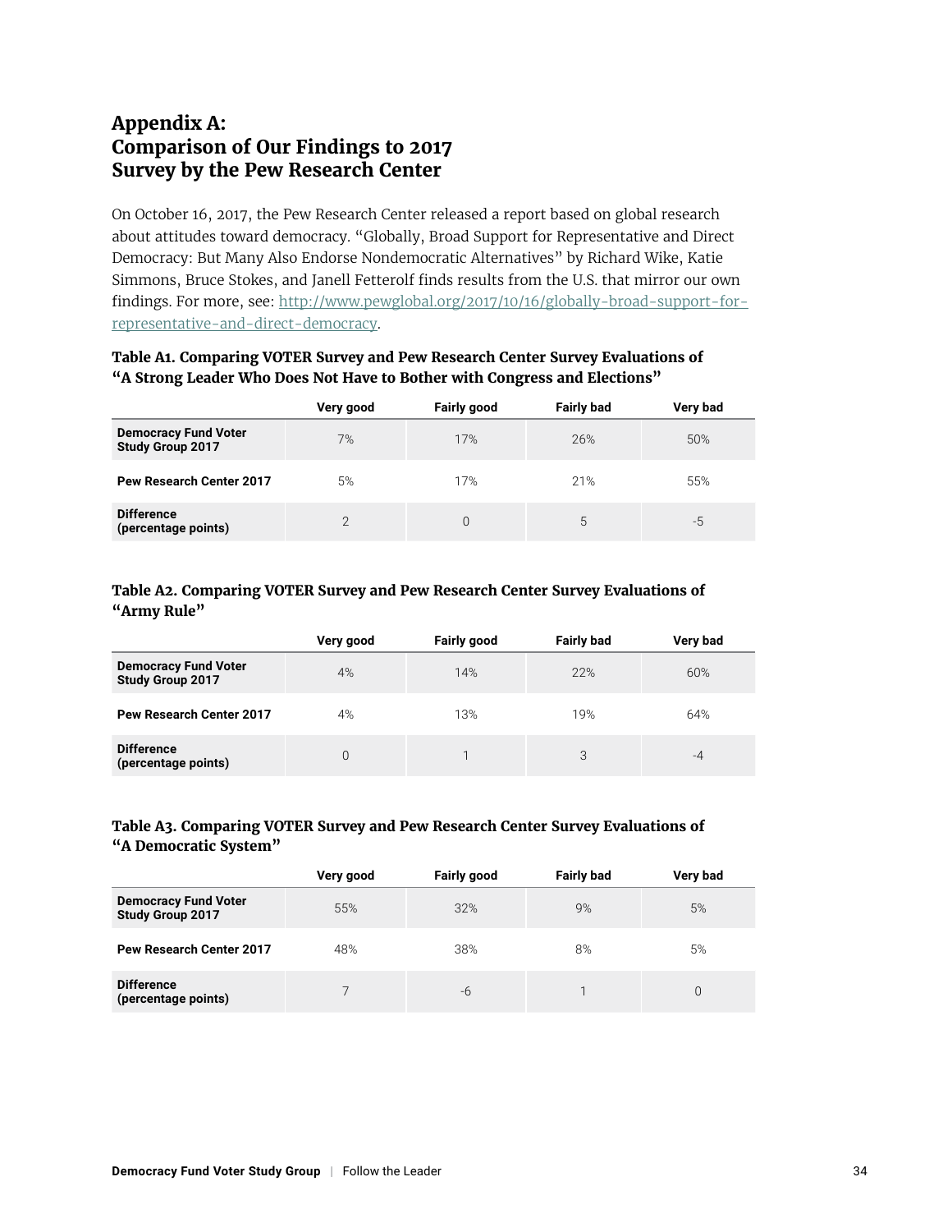# Appendix A: Comparison of Our Findings to 2017 Survey by the Pew Research Center

On October 16, 2017, the Pew Research Center released a report based on global research about attitudes toward democracy. "Globally, Broad Support for Representative and Direct Democracy: But Many Also Endorse Nondemocratic Alternatives" by Richard Wike, Katie Simmons, Bruce Stokes, and Janell Fetterolf finds results from the U.S. that mirror our own findings. For more, see: [http://www.pewglobal.org/2017/10/16/globally-broad-support-for-representative-and-direct-democracy](http://www.pewglobal.org/2017/10/16/globally-broad-support-for-representative-and-direct-democracy).

**Table A1. Comparing VOTER Survey and Pew Research Center Survey Evaluations of "A Strong Leader Who Does Not Have to Bother with Congress and Elections"**

| | Very good | Fairly good | Fairly bad | Very bad |
|---|---|---|---|---|
| **Democracy Fund Voter Study Group 2017** | 7% | 17% | 26% | 50% |
| **Pew Research Center 2017** | 5% | 17% | 21% | 55% |
| **Difference (percentage points)** | 2 | 0 | 5 | -5 |

**Table A2. Comparing VOTER Survey and Pew Research Center Survey Evaluations of "Army Rule"**

| | Very good | Fairly good | Fairly bad | Very bad |
|---|---|---|---|---|
| **Democracy Fund Voter Study Group 2017** | 4% | 14% | 22% | 60% |
| **Pew Research Center 2017** | 4% | 13% | 19% | 64% |
| **Difference (percentage points)** | 0 | 1 | 3 | -4 |

**Table A3. Comparing VOTER Survey and Pew Research Center Survey Evaluations of "A Democratic System"**

| | Very good | Fairly good | Fairly bad | Very bad |
|---|---|---|---|---|
| **Democracy Fund Voter Study Group 2017** | 55% | 32% | 9% | 5% |
| **Pew Research Center 2017** | 48% | 38% | 8% | 5% |
| **Difference (percentage points)** | 7 | -6 | 1 | 0 |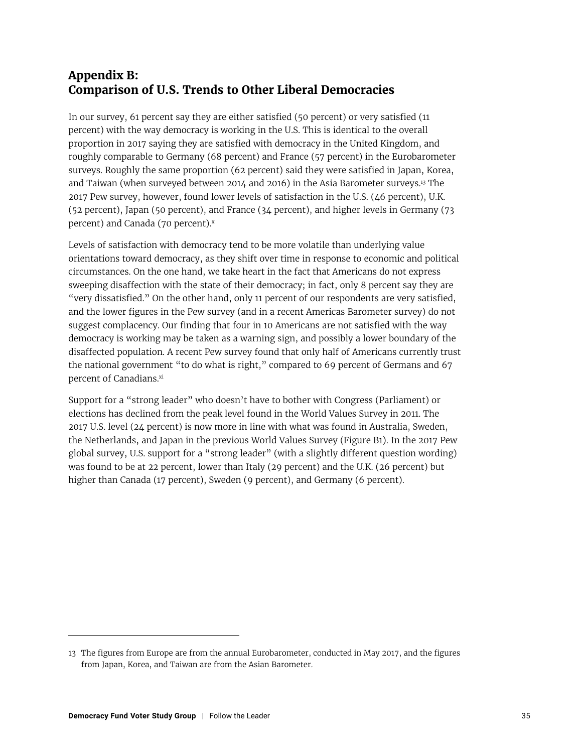## Appendix B: Comparison of U.S. Trends to Other Liberal Democracies

In our survey, 61 percent say they are either satisfied (50 percent) or very satisfied (11 percent) with the way democracy is working in the U.S. This is identical to the overall proportion in 2017 saying they are satisfied with democracy in the United Kingdom, and roughly comparable to Germany (68 percent) and France (57 percent) in the Eurobarometer surveys. Roughly the same proportion (62 percent) said they were satisfied in Japan, Korea, and Taiwan (when surveyed between 2014 and 2016) in the Asia Barometer surveys.[13] The 2017 Pew survey, however, found lower levels of satisfaction in the U.S. (46 percent), U.K. (52 percent), Japan (50 percent), and France (34 percent), and higher levels in Germany (73 percent) and Canada (70 percent).[x]

Levels of satisfaction with democracy tend to be more volatile than underlying value orientations toward democracy, as they shift over time in response to economic and political circumstances. On the one hand, we take heart in the fact that Americans do not express sweeping disaffection with the state of their democracy; in fact, only 8 percent say they are "very dissatisfied." On the other hand, only 11 percent of our respondents are very satisfied, and the lower figures in the Pew survey (and in a recent Americas Barometer survey) do not suggest complacency. Our finding that four in 10 Americans are not satisfied with the way democracy is working may be taken as a warning sign, and possibly a lower boundary of the disaffected population. A recent Pew survey found that only half of Americans currently trust the national government "to do what is right," compared to 69 percent of Germans and 67 percent of Canadians.[xi]

Support for a "strong leader" who doesn't have to bother with Congress (Parliament) or elections has declined from the peak level found in the World Values Survey in 2011. The 2017 U.S. level (24 percent) is now more in line with what was found in Australia, Sweden, the Netherlands, and Japan in the previous World Values Survey (Figure B1). In the 2017 Pew global survey, U.S. support for a "strong leader" (with a slightly different question wording) was found to be at 22 percent, lower than Italy (29 percent) and the U.K. (26 percent) but higher than Canada (17 percent), Sweden (9 percent), and Germany (6 percent).

---

13 The figures from Europe are from the annual Eurobarometer, conducted in May 2017, and the figures from Japan, Korea, and Taiwan are from the Asian Barometer.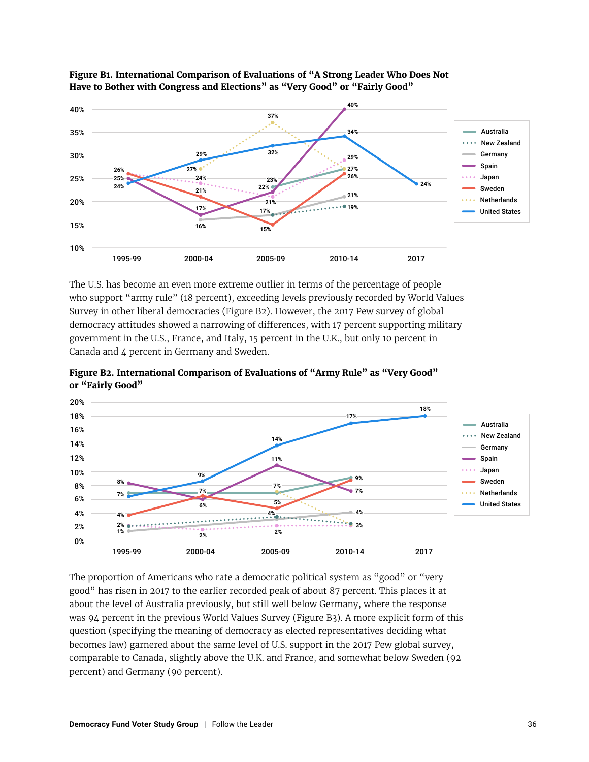**Figure B1. International Comparison of Evaluations of "A Strong Leader Who Does Not Have to Bother with Congress and Elections" as "Very Good" or "Fairly Good"**

40%
35%
30%
25%
20%
15%
10%

1995-99
2000-04
2005-09
2010-14
2017

26% 25% 24% 27% 29% 24% 21% 17% 16% 37% 32% 23% 22% 21% 17% 15% 40% 34% 29% 27% 26% 21% 19% 24%

Australia
New Zealand
Germany
Spain
Japan
Sweden
Netherlands
United States

The U.S. has become an even more extreme outlier in terms of the percentage of people who support "army rule" (18 percent), exceeding levels previously recorded by World Values Survey in other liberal democracies (Figure B2). However, the 2017 Pew survey of global democracy attitudes showed a narrowing of differences, with 17 percent supporting military government in the U.S., France, and Italy, 15 percent in the U.K., but only 10 percent in Canada and 4 percent in Germany and Sweden.

**Figure B2. International Comparison of Evaluations of "Army Rule" as "Very Good" or "Fairly Good"**

20%
18%
16%
14%
12%
10%
8%
6%
4%
2%
0%

1995-99
2000-04
2005-09
2010-14
2017

8% 7% 4% 2% 1% 9% 7% 6% 2% 14% 11% 7% 5% 4% 2% 17% 9% 7% 4% 3% 18%

Australia
New Zealand
Germany
Spain
Japan
Sweden
Netherlands
United States

The proportion of Americans who rate a democratic political system as "good" or "very good" has risen in 2017 to the earlier recorded peak of about 87 percent. This places it at about the level of Australia previously, but still well below Germany, where the response was 94 percent in the previous World Values Survey (Figure B3). A more explicit form of this question (specifying the meaning of democracy as elected representatives deciding what becomes law) garnered about the same level of U.S. support in the 2017 Pew global survey, comparable to Canada, slightly above the U.K. and France, and somewhat below Sweden (92 percent) and Germany (90 percent).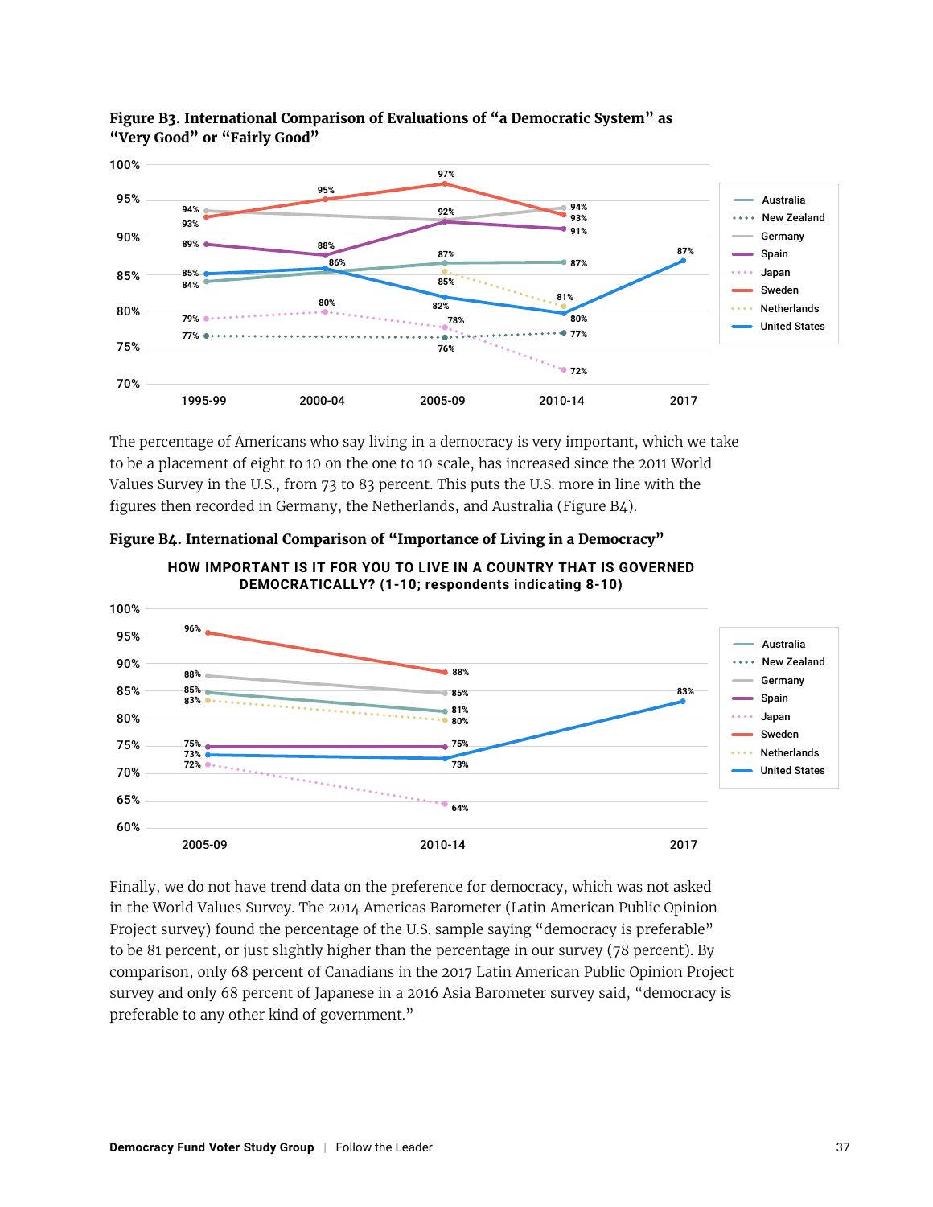**Figure B3. International Comparison of Evaluations of "a Democratic System" as "Very Good" or "Fairly Good"**

100%
95%
90%
85%
80%
75%
70%

1995-99
2000-04
2005-09
2010-14
2017

94%
93%
89%
85%
84%
79%
77%
95%
88%
86%
80%
97%
92%
87%
85%
82%
78%
76%
94%
93%
91%
87%
81%
80%
77%
72%
87%

Australia
New Zealand
Germany
Spain
Japan
Sweden
Netherlands
United States

The percentage of Americans who say living in a democracy is very important, which we take to be a placement of eight to 10 on the one to 10 scale, has increased since the 2011 World Values Survey in the U.S., from 73 to 83 percent. This puts the U.S. more in line with the figures then recorded in Germany, the Netherlands, and Australia (Figure B4).

**Figure B4. International Comparison of "Importance of Living in a Democracy"**

HOW IMPORTANT IS IT FOR YOU TO LIVE IN A COUNTRY THAT IS GOVERNED DEMOCRATICALLY? (1-10; respondents indicating 8-10)

100%
95%
90%
85%
80%
75%
70%
65%
60%

2005-09
2010-14
2017

96%
88%
85%
83%
75%
73%
72%
88%
85%
81%
80%
75%
73%
64%
83%

Australia
New Zealand
Germany
Spain
Japan
Sweden
Netherlands
United States

Finally, we do not have trend data on the preference for democracy, which was not asked in the World Values Survey. The 2014 Americas Barometer (Latin American Public Opinion Project survey) found the percentage of the U.S. sample saying "democracy is preferable" to be 81 percent, or just slightly higher than the percentage in our survey (78 percent). By comparison, only 68 percent of Canadians in the 2017 Latin American Public Opinion Project survey and only 68 percent of Japanese in a 2016 Asia Barometer survey said, "democracy is preferable to any other kind of government."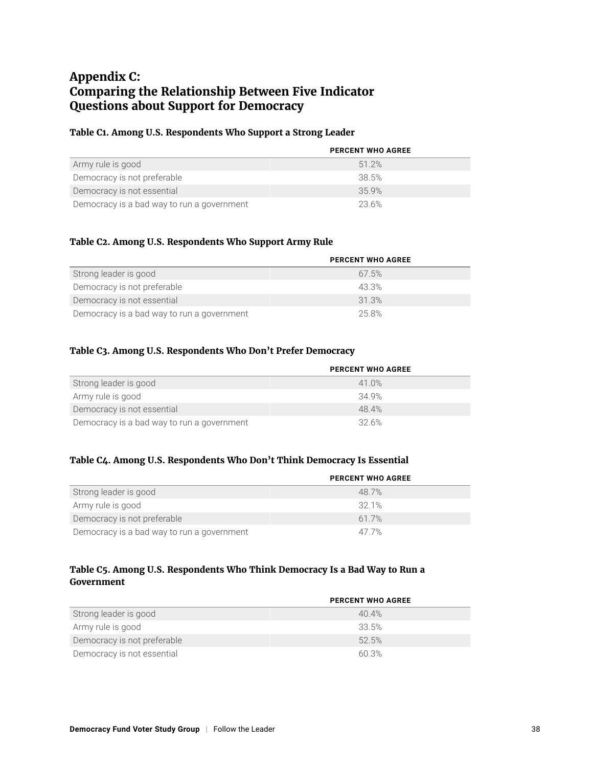# Appendix C: Comparing the Relationship Between Five Indicator Questions about Support for Democracy

### Table C1. Among U.S. Respondents Who Support a Strong Leader

| | PERCENT WHO AGREE |
|---|---|
| Army rule is good | 51.2% |
| Democracy is not preferable | 38.5% |
| Democracy is not essential | 35.9% |
| Democracy is a bad way to run a government | 23.6% |

### Table C2. Among U.S. Respondents Who Support Army Rule

| | PERCENT WHO AGREE |
|---|---|
| Strong leader is good | 67.5% |
| Democracy is not preferable | 43.3% |
| Democracy is not essential | 31.3% |
| Democracy is a bad way to run a government | 25.8% |

### Table C3. Among U.S. Respondents Who Don't Prefer Democracy

| | PERCENT WHO AGREE |
|---|---|
| Strong leader is good | 41.0% |
| Army rule is good | 34.9% |
| Democracy is not essential | 48.4% |
| Democracy is a bad way to run a government | 32.6% |

### Table C4. Among U.S. Respondents Who Don't Think Democracy Is Essential

| | PERCENT WHO AGREE |
|---|---|
| Strong leader is good | 48.7% |
| Army rule is good | 32.1% |
| Democracy is not preferable | 61.7% |
| Democracy is a bad way to run a government | 47.7% |

### Table C5. Among U.S. Respondents Who Think Democracy Is a Bad Way to Run a Government

| | PERCENT WHO AGREE |
|---|---|
| Strong leader is good | 40.4% |
| Army rule is good | 33.5% |
| Democracy is not preferable | 52.5% |
| Democracy is not essential | 60.3% |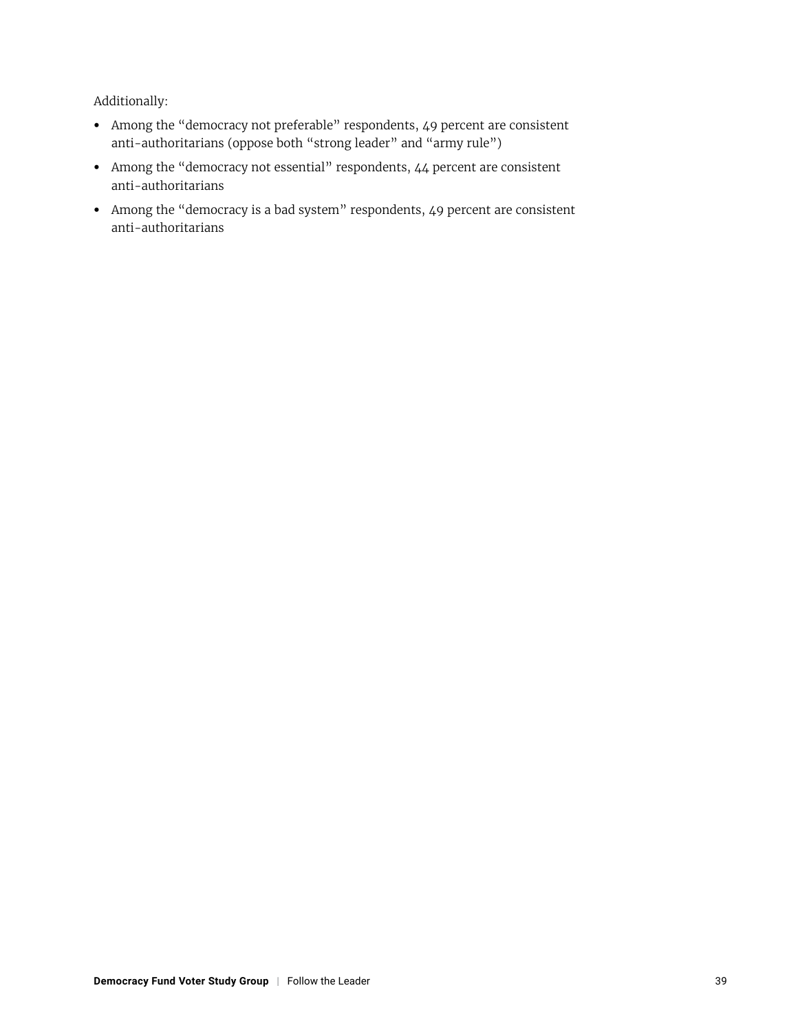Additionally:

- Among the "democracy not preferable" respondents, 49 percent are consistent anti-authoritarians (oppose both "strong leader" and "army rule")
- Among the "democracy not essential" respondents, 44 percent are consistent anti-authoritarians
- Among the "democracy is a bad system" respondents, 49 percent are consistent anti-authoritarians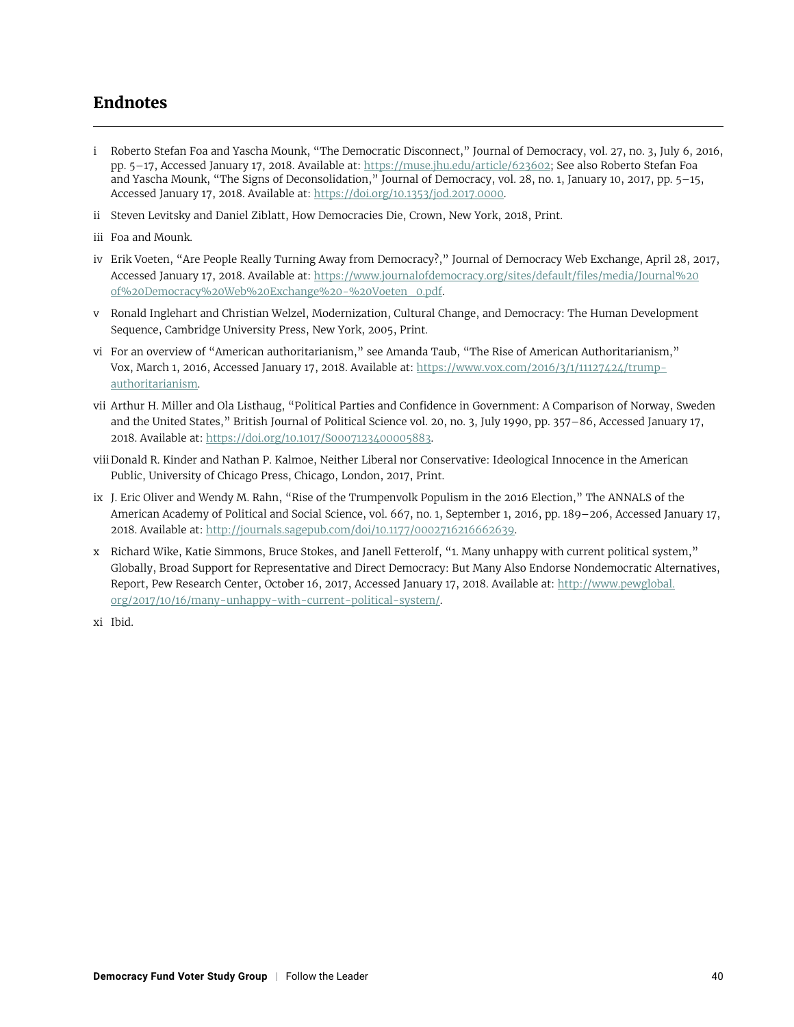## Endnotes

i Roberto Stefan Foa and Yascha Mounk, "The Democratic Disconnect," Journal of Democracy, vol. 27, no. 3, July 6, 2016, pp. 5–17, Accessed January 17, 2018. Available at: https://muse.jhu.edu/article/623602; See also Roberto Stefan Foa and Yascha Mounk, "The Signs of Deconsolidation," Journal of Democracy, vol. 28, no. 1, January 10, 2017, pp. 5–15, Accessed January 17, 2018. Available at: https://doi.org/10.1353/jod.2017.0000.

ii Steven Levitsky and Daniel Ziblatt, How Democracies Die, Crown, New York, 2018, Print.

iii Foa and Mounk.

iv Erik Voeten, "Are People Really Turning Away from Democracy?," Journal of Democracy Web Exchange, April 28, 2017, Accessed January 17, 2018. Available at: https://www.journalofdemocracy.org/sites/default/files/media/Journal%20of%20Democracy%20Web%20Exchange%20-%20Voeten_0.pdf.

v Ronald Inglehart and Christian Welzel, Modernization, Cultural Change, and Democracy: The Human Development Sequence, Cambridge University Press, New York, 2005, Print.

vi For an overview of "American authoritarianism," see Amanda Taub, "The Rise of American Authoritarianism," Vox, March 1, 2016, Accessed January 17, 2018. Available at: https://www.vox.com/2016/3/1/11127424/trump-authoritarianism.

vii Arthur H. Miller and Ola Listhaug, "Political Parties and Confidence in Government: A Comparison of Norway, Sweden and the United States," British Journal of Political Science vol. 20, no. 3, July 1990, pp. 357–86, Accessed January 17, 2018. Available at: https://doi.org/10.1017/S0007123400005883.

viii Donald R. Kinder and Nathan P. Kalmoe, Neither Liberal nor Conservative: Ideological Innocence in the American Public, University of Chicago Press, Chicago, London, 2017, Print.

ix J. Eric Oliver and Wendy M. Rahn, "Rise of the Trumpenvolk Populism in the 2016 Election," The ANNALS of the American Academy of Political and Social Science, vol. 667, no. 1, September 1, 2016, pp. 189–206, Accessed January 17, 2018. Available at: http://journals.sagepub.com/doi/10.1177/0002716216662639.

x Richard Wike, Katie Simmons, Bruce Stokes, and Janell Fetterolf, "1. Many unhappy with current political system," Globally, Broad Support for Representative and Direct Democracy: But Many Also Endorse Nondemocratic Alternatives, Report, Pew Research Center, October 16, 2017, Accessed January 17, 2018. Available at: http://www.pewglobal.org/2017/10/16/many-unhappy-with-current-political-system/.

xi Ibid.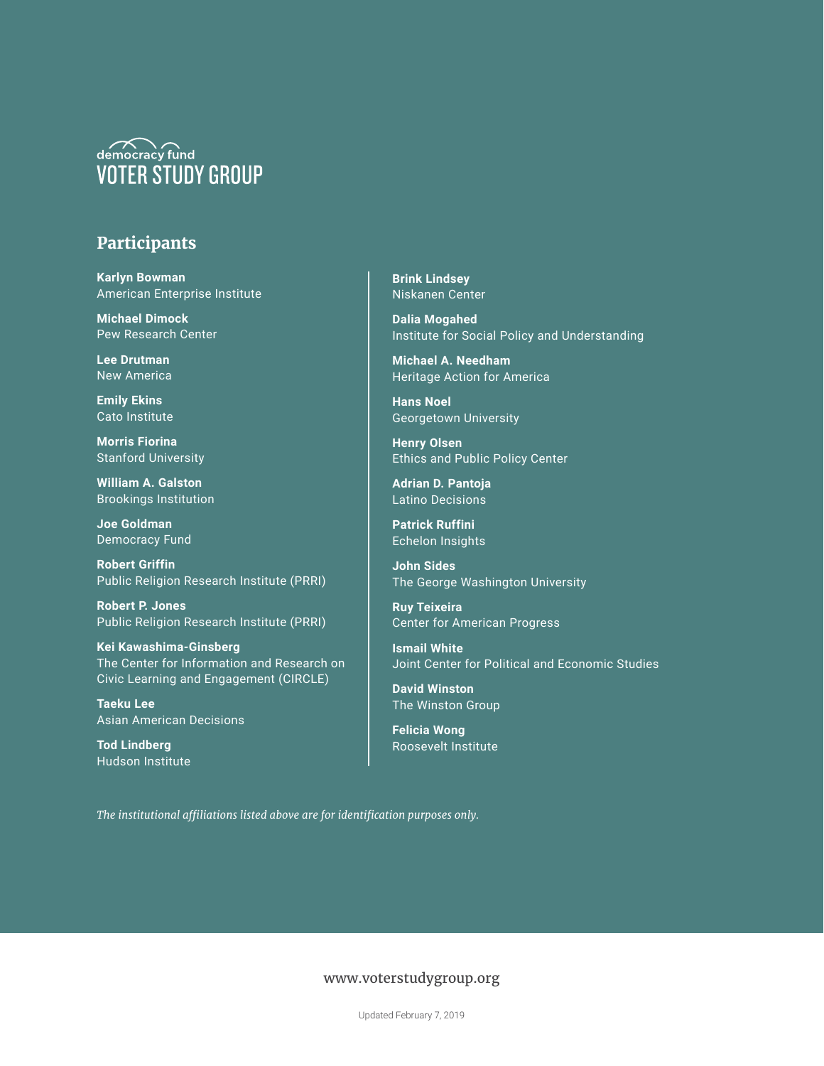democracy fund
VOTER STUDY GROUP

## Participants

**Karlyn Bowman**
American Enterprise Institute

**Michael Dimock**
Pew Research Center

**Lee Drutman**
New America

**Emily Ekins**
Cato Institute

**Morris Fiorina**
Stanford University

**William A. Galston**
Brookings Institution

**Joe Goldman**
Democracy Fund

**Robert Griffin**
Public Religion Research Institute (PRRI)

**Robert P. Jones**
Public Religion Research Institute (PRRI)

**Kei Kawashima-Ginsberg**
The Center for Information and Research on Civic Learning and Engagement (CIRCLE)

**Taeku Lee**
Asian American Decisions

**Tod Lindberg**
Hudson Institute

**Brink Lindsey**
Niskanen Center

**Dalia Mogahed**
Institute for Social Policy and Understanding

**Michael A. Needham**
Heritage Action for America

**Hans Noel**
Georgetown University

**Henry Olsen**
Ethics and Public Policy Center

**Adrian D. Pantoja**
Latino Decisions

**Patrick Ruffini**
Echelon Insights

**John Sides**
The George Washington University

**Ruy Teixeira**
Center for American Progress

**Ismail White**
Joint Center for Political and Economic Studies

**David Winston**
The Winston Group

**Felicia Wong**
Roosevelt Institute

*The institutional affiliations listed above are for identification purposes only.*

www.voterstudygroup.org

Updated February 7, 2019